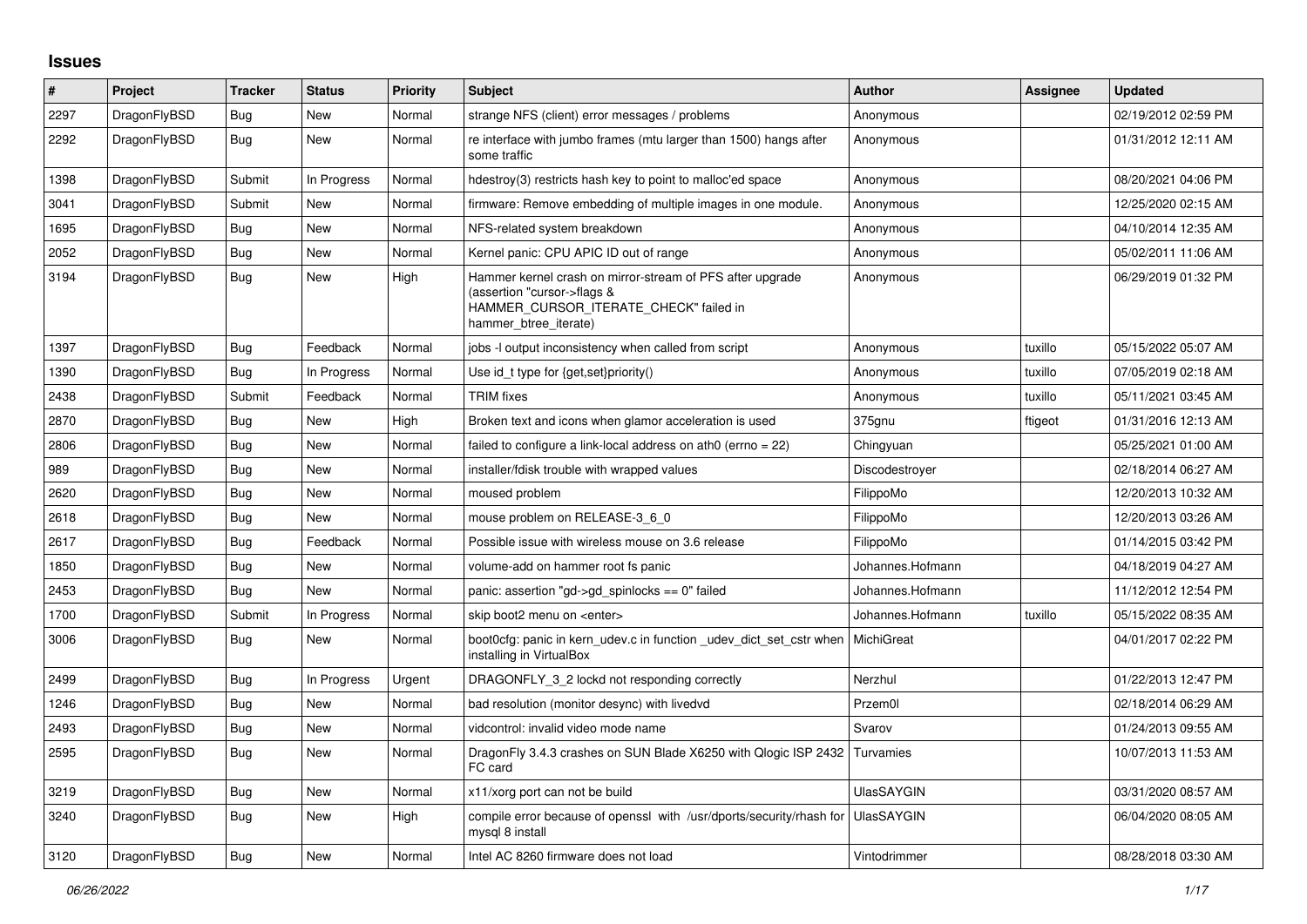## Issues

| # | Project | Tracker | Status | Priority | Subject | Author | Assignee | Updated |
|---|---|---|---|---|---|---|---|---|
| 2297 | DragonFlyBSD | Bug | New | Normal | strange NFS (client) error messages / problems | Anonymous | | 02/19/2012 02:59 PM |
| 2292 | DragonFlyBSD | Bug | New | Normal | re interface with jumbo frames (mtu larger than 1500) hangs after some traffic | Anonymous | | 01/31/2012 12:11 AM |
| 1398 | DragonFlyBSD | Submit | In Progress | Normal | hdestroy(3) restricts hash key to point to malloc'ed space | Anonymous | | 08/20/2021 04:06 PM |
| 3041 | DragonFlyBSD | Submit | New | Normal | firmware: Remove embedding of multiple images in one module. | Anonymous | | 12/25/2020 02:15 AM |
| 1695 | DragonFlyBSD | Bug | New | Normal | NFS-related system breakdown | Anonymous | | 04/10/2014 12:35 AM |
| 2052 | DragonFlyBSD | Bug | New | Normal | Kernel panic: CPU APIC ID out of range | Anonymous | | 05/02/2011 11:06 AM |
| 3194 | DragonFlyBSD | Bug | New | High | Hammer kernel crash on mirror-stream of PFS after upgrade (assertion "cursor->flags & HAMMER_CURSOR_ITERATE_CHECK" failed in hammer_btree_iterate) | Anonymous | | 06/29/2019 01:32 PM |
| 1397 | DragonFlyBSD | Bug | Feedback | Normal | jobs -l output inconsistency when called from script | Anonymous | tuxillo | 05/15/2022 05:07 AM |
| 1390 | DragonFlyBSD | Bug | In Progress | Normal | Use id_t type for {get,set}priority() | Anonymous | tuxillo | 07/05/2019 02:18 AM |
| 2438 | DragonFlyBSD | Submit | Feedback | Normal | TRIM fixes | Anonymous | tuxillo | 05/11/2021 03:45 AM |
| 2870 | DragonFlyBSD | Bug | New | High | Broken text and icons when glamor acceleration is used | 375gnu | ftigeot | 01/31/2016 12:13 AM |
| 2806 | DragonFlyBSD | Bug | New | Normal | failed to configure a link-local address on ath0 (errno = 22) | Chingyuan | | 05/25/2021 01:00 AM |
| 989 | DragonFlyBSD | Bug | New | Normal | installer/fdisk trouble with wrapped values | Discodestroyer | | 02/18/2014 06:27 AM |
| 2620 | DragonFlyBSD | Bug | New | Normal | moused problem | FilippoMo | | 12/20/2013 10:32 AM |
| 2618 | DragonFlyBSD | Bug | New | Normal | mouse problem on RELEASE-3_6_0 | FilippoMo | | 12/20/2013 03:26 AM |
| 2617 | DragonFlyBSD | Bug | Feedback | Normal | Possible issue with wireless mouse on 3.6 release | FilippoMo | | 01/14/2015 03:42 PM |
| 1850 | DragonFlyBSD | Bug | New | Normal | volume-add on hammer root fs panic | Johannes.Hofmann | | 04/18/2019 04:27 AM |
| 2453 | DragonFlyBSD | Bug | New | Normal | panic: assertion "gd->gd_spinlocks == 0" failed | Johannes.Hofmann | | 11/12/2012 12:54 PM |
| 1700 | DragonFlyBSD | Submit | In Progress | Normal | skip boot2 menu on <enter> | Johannes.Hofmann | tuxillo | 05/15/2022 08:35 AM |
| 3006 | DragonFlyBSD | Bug | New | Normal | boot0cfg: panic in kern_udev.c in function _udev_dict_set_cstr when installing in VirtualBox | MichiGreat | | 04/01/2017 02:22 PM |
| 2499 | DragonFlyBSD | Bug | In Progress | Urgent | DRAGONFLY_3_2 lockd not responding correctly | Nerzhul | | 01/22/2013 12:47 PM |
| 1246 | DragonFlyBSD | Bug | New | Normal | bad resolution (monitor desync) with livedvd | Przem0l | | 02/18/2014 06:29 AM |
| 2493 | DragonFlyBSD | Bug | New | Normal | vidcontrol: invalid video mode name | Svarov | | 01/24/2013 09:55 AM |
| 2595 | DragonFlyBSD | Bug | New | Normal | DragonFly 3.4.3 crashes on SUN Blade X6250 with Qlogic ISP 2432 FC card | Turvamies | | 10/07/2013 11:53 AM |
| 3219 | DragonFlyBSD | Bug | New | Normal | x11/xorg port can not be build | UlasSAYGIN | | 03/31/2020 08:57 AM |
| 3240 | DragonFlyBSD | Bug | New | High | compile error because of openssl with /usr/dports/security/rhash for mysql 8 install | UlasSAYGIN | | 06/04/2020 08:05 AM |
| 3120 | DragonFlyBSD | Bug | New | Normal | Intel AC 8260 firmware does not load | Vintodrimmer | | 08/28/2018 03:30 AM |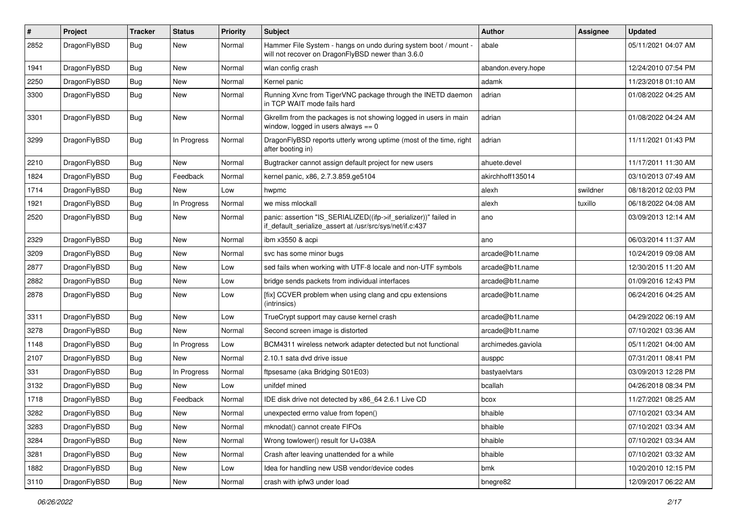| # | Project | Tracker | Status | Priority | Subject | Author | Assignee | Updated |
|---|---|---|---|---|---|---|---|---|
| 2852 | DragonFlyBSD | Bug | New | Normal | Hammer File System - hangs on undo during system boot / mount - will not recover on DragonFlyBSD newer than 3.6.0 | abale | | 05/11/2021 04:07 AM |
| 1941 | DragonFlyBSD | Bug | New | Normal | wlan config crash | abandon.every.hope | | 12/24/2010 07:54 PM |
| 2250 | DragonFlyBSD | Bug | New | Normal | Kernel panic | adamk | | 11/23/2018 01:10 AM |
| 3300 | DragonFlyBSD | Bug | New | Normal | Running Xvnc from TigerVNC package through the INETD daemon in TCP WAIT mode fails hard | adrian | | 01/08/2022 04:25 AM |
| 3301 | DragonFlyBSD | Bug | New | Normal | Gkrellm from the packages is not showing logged in users in main window, logged in users always == 0 | adrian | | 01/08/2022 04:24 AM |
| 3299 | DragonFlyBSD | Bug | In Progress | Normal | DragonFlyBSD reports utterly wrong uptime (most of the time, right after booting in) | adrian | | 11/11/2021 01:43 PM |
| 2210 | DragonFlyBSD | Bug | New | Normal | Bugtracker cannot assign default project for new users | ahuete.devel | | 11/17/2011 11:30 AM |
| 1824 | DragonFlyBSD | Bug | Feedback | Normal | kernel panic, x86, 2.7.3.859.ge5104 | akirchhoff135014 | | 03/10/2013 07:49 AM |
| 1714 | DragonFlyBSD | Bug | New | Low | hwpmc | alexh | swildner | 08/18/2012 02:03 PM |
| 1921 | DragonFlyBSD | Bug | In Progress | Normal | we miss mlockall | alexh | tuxillo | 06/18/2022 04:08 AM |
| 2520 | DragonFlyBSD | Bug | New | Normal | panic: assertion "IS_SERIALIZED((ifp->if_serializer))" failed in if_default_serialize_assert at /usr/src/sys/net/if.c:437 | ano | | 03/09/2013 12:14 AM |
| 2329 | DragonFlyBSD | Bug | New | Normal | ibm x3550 & acpi | ano | | 06/03/2014 11:37 AM |
| 3209 | DragonFlyBSD | Bug | New | Normal | svc has some minor bugs | arcade@b1t.name | | 10/24/2019 09:08 AM |
| 2877 | DragonFlyBSD | Bug | New | Low | sed fails when working with UTF-8 locale and non-UTF symbols | arcade@b1t.name | | 12/30/2015 11:20 AM |
| 2882 | DragonFlyBSD | Bug | New | Low | bridge sends packets from individual interfaces | arcade@b1t.name | | 01/09/2016 12:43 PM |
| 2878 | DragonFlyBSD | Bug | New | Low | [fix] CCVER problem when using clang and cpu extensions (intrinsics) | arcade@b1t.name | | 06/24/2016 04:25 AM |
| 3311 | DragonFlyBSD | Bug | New | Low | TrueCrypt support may cause kernel crash | arcade@b1t.name | | 04/29/2022 06:19 AM |
| 3278 | DragonFlyBSD | Bug | New | Normal | Second screen image is distorted | arcade@b1t.name | | 07/10/2021 03:36 AM |
| 1148 | DragonFlyBSD | Bug | In Progress | Low | BCM4311 wireless network adapter detected but not functional | archimedes.gaviola | | 05/11/2021 04:00 AM |
| 2107 | DragonFlyBSD | Bug | New | Normal | 2.10.1 sata dvd drive issue | ausppc | | 07/31/2011 08:41 PM |
| 331 | DragonFlyBSD | Bug | In Progress | Normal | ftpsesame (aka Bridging S01E03) | bastyaelvtars | | 03/09/2013 12:28 PM |
| 3132 | DragonFlyBSD | Bug | New | Low | unifdef mined | bcallah | | 04/26/2018 08:34 PM |
| 1718 | DragonFlyBSD | Bug | Feedback | Normal | IDE disk drive not detected by x86_64 2.6.1 Live CD | bcox | | 11/27/2021 08:25 AM |
| 3282 | DragonFlyBSD | Bug | New | Normal | unexpected errno value from fopen() | bhaible | | 07/10/2021 03:34 AM |
| 3283 | DragonFlyBSD | Bug | New | Normal | mknodat() cannot create FIFOs | bhaible | | 07/10/2021 03:34 AM |
| 3284 | DragonFlyBSD | Bug | New | Normal | Wrong towlower() result for U+038A | bhaible | | 07/10/2021 03:34 AM |
| 3281 | DragonFlyBSD | Bug | New | Normal | Crash after leaving unattended for a while | bhaible | | 07/10/2021 03:32 AM |
| 1882 | DragonFlyBSD | Bug | New | Low | Idea for handling new USB vendor/device codes | bmk | | 10/20/2010 12:15 PM |
| 3110 | DragonFlyBSD | Bug | New | Normal | crash with ipfw3 under load | bnegre82 | | 12/09/2017 06:22 AM |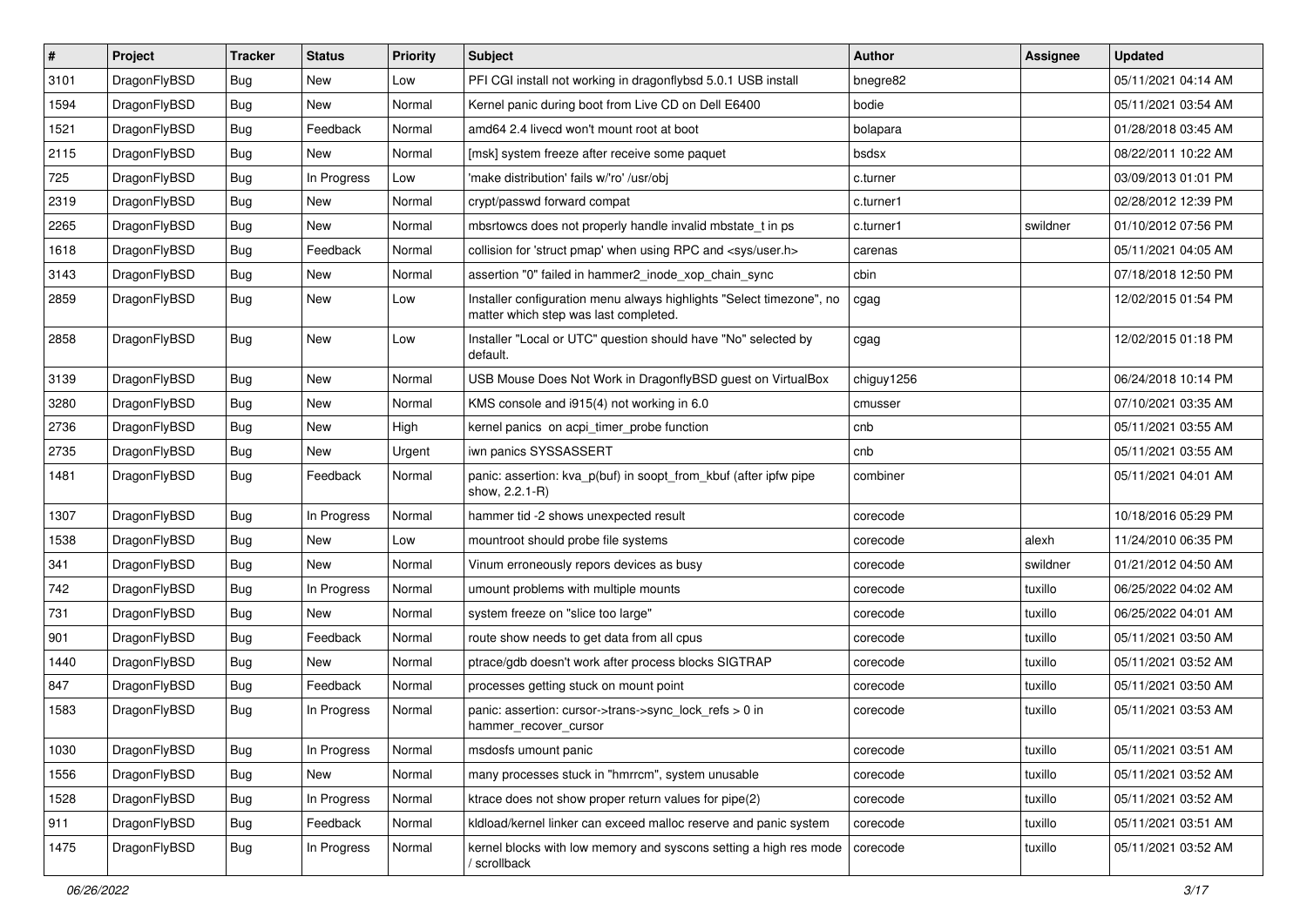| # | Project | Tracker | Status | Priority | Subject | Author | Assignee | Updated |
|---|---|---|---|---|---|---|---|---|
| 3101 | DragonFlyBSD | Bug | New | Low | PFI CGI install not working in dragonflybsd 5.0.1 USB install | bnegre82 | | 05/11/2021 04:14 AM |
| 1594 | DragonFlyBSD | Bug | New | Normal | Kernel panic during boot from Live CD on Dell E6400 | bodie | | 05/11/2021 03:54 AM |
| 1521 | DragonFlyBSD | Bug | Feedback | Normal | amd64 2.4 livecd won't mount root at boot | bolapara | | 01/28/2018 03:45 AM |
| 2115 | DragonFlyBSD | Bug | New | Normal | [msk] system freeze after receive some paquet | bsdsx | | 08/22/2011 10:22 AM |
| 725 | DragonFlyBSD | Bug | In Progress | Low | 'make distribution' fails w/'ro' /usr/obj | c.turner | | 03/09/2013 01:01 PM |
| 2319 | DragonFlyBSD | Bug | New | Normal | crypt/passwd forward compat | c.turner1 | | 02/28/2012 12:39 PM |
| 2265 | DragonFlyBSD | Bug | New | Normal | mbsrtowcs does not properly handle invalid mbstate_t in ps | c.turner1 | swildner | 01/10/2012 07:56 PM |
| 1618 | DragonFlyBSD | Bug | Feedback | Normal | collision for 'struct pmap' when using RPC and <sys/user.h> | carenas | | 05/11/2021 04:05 AM |
| 3143 | DragonFlyBSD | Bug | New | Normal | assertion "0" failed in hammer2_inode_xop_chain_sync | cbin | | 07/18/2018 12:50 PM |
| 2859 | DragonFlyBSD | Bug | New | Low | Installer configuration menu always highlights "Select timezone", no matter which step was last completed. | cgag | | 12/02/2015 01:54 PM |
| 2858 | DragonFlyBSD | Bug | New | Low | Installer "Local or UTC" question should have "No" selected by default. | cgag | | 12/02/2015 01:18 PM |
| 3139 | DragonFlyBSD | Bug | New | Normal | USB Mouse Does Not Work in DragonflyBSD guest on VirtualBox | chiguy1256 | | 06/24/2018 10:14 PM |
| 3280 | DragonFlyBSD | Bug | New | Normal | KMS console and i915(4) not working in 6.0 | cmusser | | 07/10/2021 03:35 AM |
| 2736 | DragonFlyBSD | Bug | New | High | kernel panics on acpi_timer_probe function | cnb | | 05/11/2021 03:55 AM |
| 2735 | DragonFlyBSD | Bug | New | Urgent | iwn panics SYSSASSERT | cnb | | 05/11/2021 03:55 AM |
| 1481 | DragonFlyBSD | Bug | Feedback | Normal | panic: assertion: kva_p(buf) in soopt_from_kbuf (after ipfw pipe show, 2.2.1-R) | combiner | | 05/11/2021 04:01 AM |
| 1307 | DragonFlyBSD | Bug | In Progress | Normal | hammer tid -2 shows unexpected result | corecode | | 10/18/2016 05:29 PM |
| 1538 | DragonFlyBSD | Bug | New | Low | mountroot should probe file systems | corecode | alexh | 11/24/2010 06:35 PM |
| 341 | DragonFlyBSD | Bug | New | Normal | Vinum erroneously repors devices as busy | corecode | swildner | 01/21/2012 04:50 AM |
| 742 | DragonFlyBSD | Bug | In Progress | Normal | umount problems with multiple mounts | corecode | tuxillo | 06/25/2022 04:02 AM |
| 731 | DragonFlyBSD | Bug | New | Normal | system freeze on "slice too large" | corecode | tuxillo | 06/25/2022 04:01 AM |
| 901 | DragonFlyBSD | Bug | Feedback | Normal | route show needs to get data from all cpus | corecode | tuxillo | 05/11/2021 03:50 AM |
| 1440 | DragonFlyBSD | Bug | New | Normal | ptrace/gdb doesn't work after process blocks SIGTRAP | corecode | tuxillo | 05/11/2021 03:52 AM |
| 847 | DragonFlyBSD | Bug | Feedback | Normal | processes getting stuck on mount point | corecode | tuxillo | 05/11/2021 03:50 AM |
| 1583 | DragonFlyBSD | Bug | In Progress | Normal | panic: assertion: cursor->trans->sync_lock_refs > 0 in hammer_recover_cursor | corecode | tuxillo | 05/11/2021 03:53 AM |
| 1030 | DragonFlyBSD | Bug | In Progress | Normal | msdosfs umount panic | corecode | tuxillo | 05/11/2021 03:51 AM |
| 1556 | DragonFlyBSD | Bug | New | Normal | many processes stuck in "hmrrcm", system unusable | corecode | tuxillo | 05/11/2021 03:52 AM |
| 1528 | DragonFlyBSD | Bug | In Progress | Normal | ktrace does not show proper return values for pipe(2) | corecode | tuxillo | 05/11/2021 03:52 AM |
| 911 | DragonFlyBSD | Bug | Feedback | Normal | kldload/kernel linker can exceed malloc reserve and panic system | corecode | tuxillo | 05/11/2021 03:51 AM |
| 1475 | DragonFlyBSD | Bug | In Progress | Normal | kernel blocks with low memory and syscons setting a high res mode / scrollback | corecode | tuxillo | 05/11/2021 03:52 AM |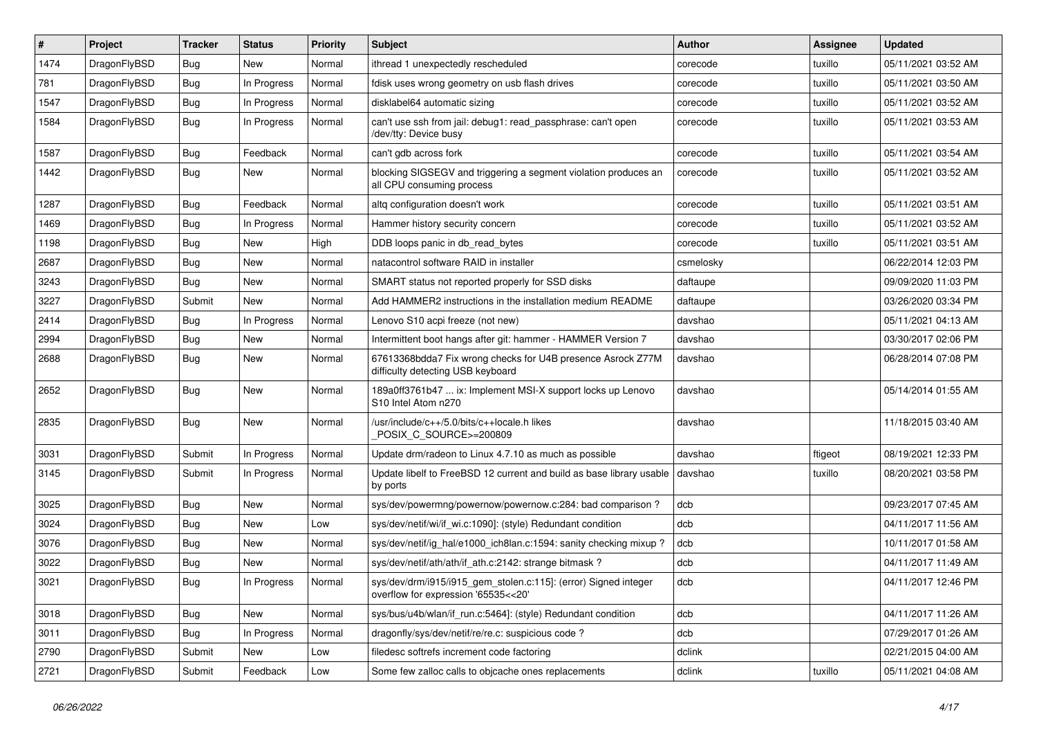| # | Project | Tracker | Status | Priority | Subject | Author | Assignee | Updated |
| --- | --- | --- | --- | --- | --- | --- | --- | --- |
| 1474 | DragonFlyBSD | Bug | New | Normal | ithread 1 unexpectedly rescheduled | corecode | tuxillo | 05/11/2021 03:52 AM |
| 781 | DragonFlyBSD | Bug | In Progress | Normal | fdisk uses wrong geometry on usb flash drives | corecode | tuxillo | 05/11/2021 03:50 AM |
| 1547 | DragonFlyBSD | Bug | In Progress | Normal | disklabel64 automatic sizing | corecode | tuxillo | 05/11/2021 03:52 AM |
| 1584 | DragonFlyBSD | Bug | In Progress | Normal | can't use ssh from jail: debug1: read_passphrase: can't open /dev/tty: Device busy | corecode | tuxillo | 05/11/2021 03:53 AM |
| 1587 | DragonFlyBSD | Bug | Feedback | Normal | can't gdb across fork | corecode | tuxillo | 05/11/2021 03:54 AM |
| 1442 | DragonFlyBSD | Bug | New | Normal | blocking SIGSEGV and triggering a segment violation produces an all CPU consuming process | corecode | tuxillo | 05/11/2021 03:52 AM |
| 1287 | DragonFlyBSD | Bug | Feedback | Normal | altq configuration doesn't work | corecode | tuxillo | 05/11/2021 03:51 AM |
| 1469 | DragonFlyBSD | Bug | In Progress | Normal | Hammer history security concern | corecode | tuxillo | 05/11/2021 03:52 AM |
| 1198 | DragonFlyBSD | Bug | New | High | DDB loops panic in db_read_bytes | corecode | tuxillo | 05/11/2021 03:51 AM |
| 2687 | DragonFlyBSD | Bug | New | Normal | natacontrol software RAID in installer | csmelosky |  | 06/22/2014 12:03 PM |
| 3243 | DragonFlyBSD | Bug | New | Normal | SMART status not reported properly for SSD disks | daftaupe |  | 09/09/2020 11:03 PM |
| 3227 | DragonFlyBSD | Submit | New | Normal | Add HAMMER2 instructions in the installation medium README | daftaupe |  | 03/26/2020 03:34 PM |
| 2414 | DragonFlyBSD | Bug | In Progress | Normal | Lenovo S10 acpi freeze (not new) | davshao |  | 05/11/2021 04:13 AM |
| 2994 | DragonFlyBSD | Bug | New | Normal | Intermittent boot hangs after git: hammer - HAMMER Version 7 | davshao |  | 03/30/2017 02:06 PM |
| 2688 | DragonFlyBSD | Bug | New | Normal | 67613368bdda7 Fix wrong checks for U4B presence Asrock Z77M difficulty detecting USB keyboard | davshao |  | 06/28/2014 07:08 PM |
| 2652 | DragonFlyBSD | Bug | New | Normal | 189a0ff3761b47 ... ix: Implement MSI-X support locks up Lenovo S10 Intel Atom n270 | davshao |  | 05/14/2014 01:55 AM |
| 2835 | DragonFlyBSD | Bug | New | Normal | /usr/include/c++/5.0/bits/c++locale.h likes _POSIX_C_SOURCE>=200809 | davshao |  | 11/18/2015 03:40 AM |
| 3031 | DragonFlyBSD | Submit | In Progress | Normal | Update drm/radeon to Linux 4.7.10 as much as possible | davshao | ftigeot | 08/19/2021 12:33 PM |
| 3145 | DragonFlyBSD | Submit | In Progress | Normal | Update libelf to FreeBSD 12 current and build as base library usable by ports | davshao | tuxillo | 08/20/2021 03:58 PM |
| 3025 | DragonFlyBSD | Bug | New | Normal | sys/dev/powermng/powernow/powernow.c:284: bad comparison ? | dcb |  | 09/23/2017 07:45 AM |
| 3024 | DragonFlyBSD | Bug | New | Low | sys/dev/netif/wi/if_wi.c:1090]: (style) Redundant condition | dcb |  | 04/11/2017 11:56 AM |
| 3076 | DragonFlyBSD | Bug | New | Normal | sys/dev/netif/ig_hal/e1000_ich8lan.c:1594: sanity checking mixup ? | dcb |  | 10/11/2017 01:58 AM |
| 3022 | DragonFlyBSD | Bug | New | Normal | sys/dev/netif/ath/ath/if_ath.c:2142: strange bitmask ? | dcb |  | 04/11/2017 11:49 AM |
| 3021 | DragonFlyBSD | Bug | In Progress | Normal | sys/dev/drm/i915/i915_gem_stolen.c:115]: (error) Signed integer overflow for expression '65535<<20' | dcb |  | 04/11/2017 12:46 PM |
| 3018 | DragonFlyBSD | Bug | New | Normal | sys/bus/u4b/wlan/if_run.c:5464]: (style) Redundant condition | dcb |  | 04/11/2017 11:26 AM |
| 3011 | DragonFlyBSD | Bug | In Progress | Normal | dragonfly/sys/dev/netif/re/re.c: suspicious code ? | dcb |  | 07/29/2017 01:26 AM |
| 2790 | DragonFlyBSD | Submit | New | Low | filedesc softrefs increment code factoring | dclink |  | 02/21/2015 04:00 AM |
| 2721 | DragonFlyBSD | Submit | Feedback | Low | Some few zalloc calls to objcache ones replacements | dclink | tuxillo | 05/11/2021 04:08 AM |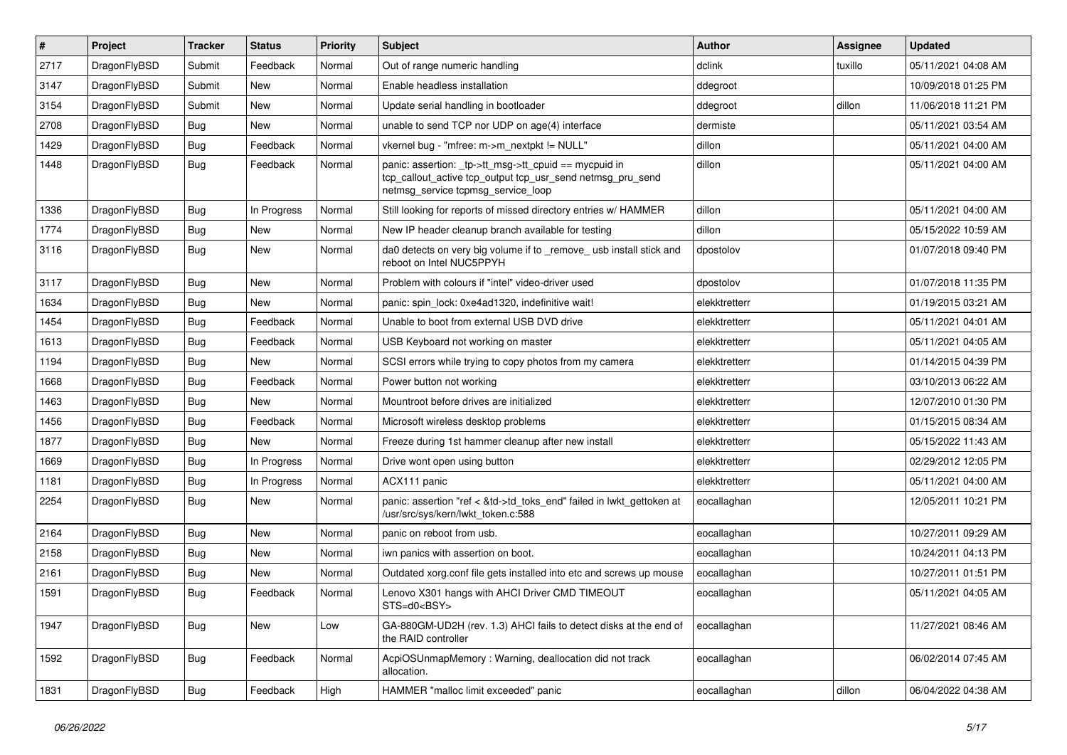| # | Project | Tracker | Status | Priority | Subject | Author | Assignee | Updated |
| --- | --- | --- | --- | --- | --- | --- | --- | --- |
| 2717 | DragonFlyBSD | Submit | Feedback | Normal | Out of range numeric handling | dclink | tuxillo | 05/11/2021 04:08 AM |
| 3147 | DragonFlyBSD | Submit | New | Normal | Enable headless installation | ddegroot | | 10/09/2018 01:25 PM |
| 3154 | DragonFlyBSD | Submit | New | Normal | Update serial handling in bootloader | ddegroot | dillon | 11/06/2018 11:21 PM |
| 2708 | DragonFlyBSD | Bug | New | Normal | unable to send TCP nor UDP on age(4) interface | dermiste | | 05/11/2021 03:54 AM |
| 1429 | DragonFlyBSD | Bug | Feedback | Normal | vkernel bug - "mfree: m->m_nextpkt != NULL" | dillon | | 05/11/2021 04:00 AM |
| 1448 | DragonFlyBSD | Bug | Feedback | Normal | panic: assertion: _tp->tt_msg->tt_cpuid == mycpuid in tcp_callout_active tcp_output tcp_usr_send netmsg_pru_send netmsg_service tcpmsg_service_loop | dillon | | 05/11/2021 04:00 AM |
| 1336 | DragonFlyBSD | Bug | In Progress | Normal | Still looking for reports of missed directory entries w/ HAMMER | dillon | | 05/11/2021 04:00 AM |
| 1774 | DragonFlyBSD | Bug | New | Normal | New IP header cleanup branch available for testing | dillon | | 05/15/2022 10:59 AM |
| 3116 | DragonFlyBSD | Bug | New | Normal | da0 detects on very big volume if to _remove_ usb install stick and reboot on Intel NUC5PPYH | dpostolov | | 01/07/2018 09:40 PM |
| 3117 | DragonFlyBSD | Bug | New | Normal | Problem with colours if "intel" video-driver used | dpostolov | | 01/07/2018 11:35 PM |
| 1634 | DragonFlyBSD | Bug | New | Normal | panic: spin_lock: 0xe4ad1320, indefinitive wait! | elekktretterr | | 01/19/2015 03:21 AM |
| 1454 | DragonFlyBSD | Bug | Feedback | Normal | Unable to boot from external USB DVD drive | elekktretterr | | 05/11/2021 04:01 AM |
| 1613 | DragonFlyBSD | Bug | Feedback | Normal | USB Keyboard not working on master | elekktretterr | | 05/11/2021 04:05 AM |
| 1194 | DragonFlyBSD | Bug | New | Normal | SCSI errors while trying to copy photos from my camera | elekktretterr | | 01/14/2015 04:39 PM |
| 1668 | DragonFlyBSD | Bug | Feedback | Normal | Power button not working | elekktretterr | | 03/10/2013 06:22 AM |
| 1463 | DragonFlyBSD | Bug | New | Normal | Mountroot before drives are initialized | elekktretterr | | 12/07/2010 01:30 PM |
| 1456 | DragonFlyBSD | Bug | Feedback | Normal | Microsoft wireless desktop problems | elekktretterr | | 01/15/2015 08:34 AM |
| 1877 | DragonFlyBSD | Bug | New | Normal | Freeze during 1st hammer cleanup after new install | elekktretterr | | 05/15/2022 11:43 AM |
| 1669 | DragonFlyBSD | Bug | In Progress | Normal | Drive wont open using button | elekktretterr | | 02/29/2012 12:05 PM |
| 1181 | DragonFlyBSD | Bug | In Progress | Normal | ACX111 panic | elekktretterr | | 05/11/2021 04:00 AM |
| 2254 | DragonFlyBSD | Bug | New | Normal | panic: assertion "ref < &td->td_toks_end" failed in lwkt_gettoken at /usr/src/sys/kern/lwkt_token.c:588 | eocallaghan | | 12/05/2011 10:21 PM |
| 2164 | DragonFlyBSD | Bug | New | Normal | panic on reboot from usb. | eocallaghan | | 10/27/2011 09:29 AM |
| 2158 | DragonFlyBSD | Bug | New | Normal | iwn panics with assertion on boot. | eocallaghan | | 10/24/2011 04:13 PM |
| 2161 | DragonFlyBSD | Bug | New | Normal | Outdated xorg.conf file gets installed into etc and screws up mouse | eocallaghan | | 10/27/2011 01:51 PM |
| 1591 | DragonFlyBSD | Bug | Feedback | Normal | Lenovo X301 hangs with AHCI Driver CMD TIMEOUT STS=d0<BSY> | eocallaghan | | 05/11/2021 04:05 AM |
| 1947 | DragonFlyBSD | Bug | New | Low | GA-880GM-UD2H (rev. 1.3) AHCI fails to detect disks at the end of the RAID controller | eocallaghan | | 11/27/2021 08:46 AM |
| 1592 | DragonFlyBSD | Bug | Feedback | Normal | AcpiOSUnmapMemory : Warning, deallocation did not track allocation. | eocallaghan | | 06/02/2014 07:45 AM |
| 1831 | DragonFlyBSD | Bug | Feedback | High | HAMMER "malloc limit exceeded" panic | eocallaghan | dillon | 06/04/2022 04:38 AM |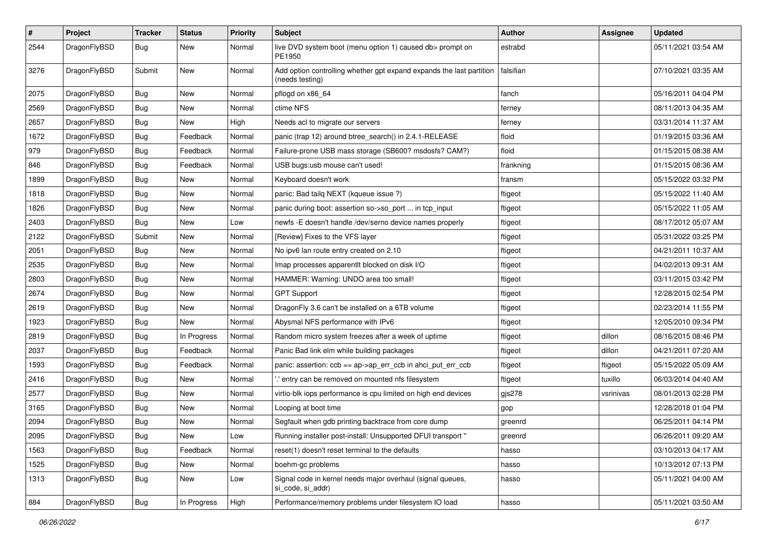| # | Project | Tracker | Status | Priority | Subject | Author | Assignee | Updated |
|---|---|---|---|---|---|---|---|---|
| 2544 | DragonFlyBSD | Bug | New | Normal | live DVD system boot (menu option 1) caused db> prompt on PE1950 | estrabd | | 05/11/2021 03:54 AM |
| 3276 | DragonFlyBSD | Submit | New | Normal | Add option controlling whether gpt expand expands the last partition (needs testing) | falsifian | | 07/10/2021 03:35 AM |
| 2075 | DragonFlyBSD | Bug | New | Normal | pflogd on x86_64 | fanch | | 05/16/2011 04:04 PM |
| 2569 | DragonFlyBSD | Bug | New | Normal | ctime NFS | ferney | | 08/11/2013 04:35 AM |
| 2657 | DragonFlyBSD | Bug | New | High | Needs acl to migrate our servers | ferney | | 03/31/2014 11:37 AM |
| 1672 | DragonFlyBSD | Bug | Feedback | Normal | panic (trap 12) around btree_search() in 2.4.1-RELEASE | floid | | 01/19/2015 03:36 AM |
| 979 | DragonFlyBSD | Bug | Feedback | Normal | Failure-prone USB mass storage (SB600? msdosfs? CAM?) | floid | | 01/15/2015 08:38 AM |
| 846 | DragonFlyBSD | Bug | Feedback | Normal | USB bugs:usb mouse can't used! | frankning | | 01/15/2015 08:36 AM |
| 1899 | DragonFlyBSD | Bug | New | Normal | Keyboard doesn't work | fransm | | 05/15/2022 03:32 PM |
| 1818 | DragonFlyBSD | Bug | New | Normal | panic: Bad tailq NEXT (kqueue issue ?) | ftigeot | | 05/15/2022 11:40 AM |
| 1826 | DragonFlyBSD | Bug | New | Normal | panic during boot: assertion so->so_port ... in tcp_input | ftigeot | | 05/15/2022 11:05 AM |
| 2403 | DragonFlyBSD | Bug | New | Low | newfs -E doesn't handle /dev/serno device names properly | ftigeot | | 08/17/2012 05:07 AM |
| 2122 | DragonFlyBSD | Submit | New | Normal | [Review] Fixes to the VFS layer | ftigeot | | 05/31/2022 03:25 PM |
| 2051 | DragonFlyBSD | Bug | New | Normal | No ipv6 lan route entry created on 2.10 | ftigeot | | 04/21/2011 10:37 AM |
| 2535 | DragonFlyBSD | Bug | New | Normal | Imap processes apparentlt blocked on disk I/O | ftigeot | | 04/02/2013 09:31 AM |
| 2803 | DragonFlyBSD | Bug | New | Normal | HAMMER: Warning: UNDO area too small! | ftigeot | | 03/11/2015 03:42 PM |
| 2674 | DragonFlyBSD | Bug | New | Normal | GPT Support | ftigeot | | 12/28/2015 02:54 PM |
| 2619 | DragonFlyBSD | Bug | New | Normal | DragonFly 3.6 can't be installed on a 6TB volume | ftigeot | | 02/23/2014 11:55 PM |
| 1923 | DragonFlyBSD | Bug | New | Normal | Abysmal NFS performance with IPv6 | ftigeot | | 12/05/2010 09:34 PM |
| 2819 | DragonFlyBSD | Bug | In Progress | Normal | Random micro system freezes after a week of uptime | ftigeot | dillon | 08/16/2015 08:46 PM |
| 2037 | DragonFlyBSD | Bug | Feedback | Normal | Panic Bad link elm while building packages | ftigeot | dillon | 04/21/2011 07:20 AM |
| 1593 | DragonFlyBSD | Bug | Feedback | Normal | panic: assertion: ccb == ap->ap_err_ccb in ahci_put_err_ccb | ftigeot | ftigeot | 05/15/2022 05:09 AM |
| 2416 | DragonFlyBSD | Bug | New | Normal | '.' entry can be removed on mounted nfs filesystem | ftigeot | tuxillo | 06/03/2014 04:40 AM |
| 2577 | DragonFlyBSD | Bug | New | Normal | virtio-blk iops performance is cpu limited on high end devices | gjs278 | vsrinivas | 08/01/2013 02:28 PM |
| 3165 | DragonFlyBSD | Bug | New | Normal | Looping at boot time | gop | | 12/28/2018 01:04 PM |
| 2094 | DragonFlyBSD | Bug | New | Normal | Segfault when gdb printing backtrace from core dump | greenrd | | 06/25/2011 04:14 PM |
| 2095 | DragonFlyBSD | Bug | New | Low | Running installer post-install: Unsupported DFUI transport " | greenrd | | 06/26/2011 09:20 AM |
| 1563 | DragonFlyBSD | Bug | Feedback | Normal | reset(1) doesn't reset terminal to the defaults | hasso | | 03/10/2013 04:17 AM |
| 1525 | DragonFlyBSD | Bug | New | Normal | boehm-gc problems | hasso | | 10/13/2012 07:13 PM |
| 1313 | DragonFlyBSD | Bug | New | Low | Signal code in kernel needs major overhaul (signal queues, si_code, si_addr) | hasso | | 05/11/2021 04:00 AM |
| 884 | DragonFlyBSD | Bug | In Progress | High | Performance/memory problems under filesystem IO load | hasso | | 05/11/2021 03:50 AM |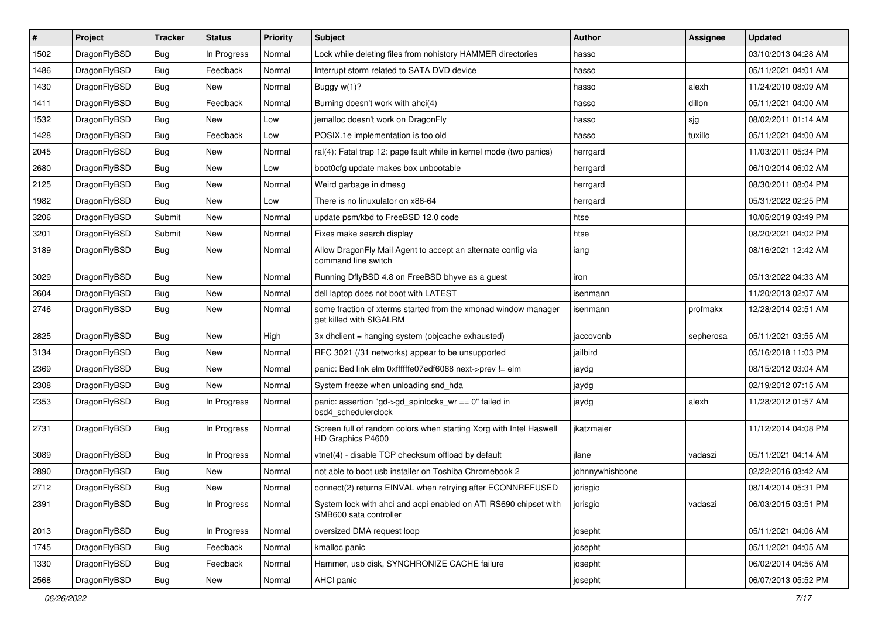| # | Project | Tracker | Status | Priority | Subject | Author | Assignee | Updated |
|---|---|---|---|---|---|---|---|---|
| 1502 | DragonFlyBSD | Bug | In Progress | Normal | Lock while deleting files from nohistory HAMMER directories | hasso | | 03/10/2013 04:28 AM |
| 1486 | DragonFlyBSD | Bug | Feedback | Normal | Interrupt storm related to SATA DVD device | hasso | | 05/11/2021 04:01 AM |
| 1430 | DragonFlyBSD | Bug | New | Normal | Buggy w(1)? | hasso | alexh | 11/24/2010 08:09 AM |
| 1411 | DragonFlyBSD | Bug | Feedback | Normal | Burning doesn't work with ahci(4) | hasso | dillon | 05/11/2021 04:00 AM |
| 1532 | DragonFlyBSD | Bug | New | Low | jemalloc doesn't work on DragonFly | hasso | sjg | 08/02/2011 01:14 AM |
| 1428 | DragonFlyBSD | Bug | Feedback | Low | POSIX.1e implementation is too old | hasso | tuxillo | 05/11/2021 04:00 AM |
| 2045 | DragonFlyBSD | Bug | New | Normal | ral(4): Fatal trap 12: page fault while in kernel mode (two panics) | herrgard | | 11/03/2011 05:34 PM |
| 2680 | DragonFlyBSD | Bug | New | Low | boot0cfg update makes box unbootable | herrgard | | 06/10/2014 06:02 AM |
| 2125 | DragonFlyBSD | Bug | New | Normal | Weird garbage in dmesg | herrgard | | 08/30/2011 08:04 PM |
| 1982 | DragonFlyBSD | Bug | New | Low | There is no linuxulator on x86-64 | herrgard | | 05/31/2022 02:25 PM |
| 3206 | DragonFlyBSD | Submit | New | Normal | update psm/kbd to FreeBSD 12.0 code | htse | | 10/05/2019 03:49 PM |
| 3201 | DragonFlyBSD | Submit | New | Normal | Fixes make search display | htse | | 08/20/2021 04:02 PM |
| 3189 | DragonFlyBSD | Bug | New | Normal | Allow DragonFly Mail Agent to accept an alternate config via command line switch | iang | | 08/16/2021 12:42 AM |
| 3029 | DragonFlyBSD | Bug | New | Normal | Running DflyBSD 4.8 on FreeBSD bhyve as a guest | iron | | 05/13/2022 04:33 AM |
| 2604 | DragonFlyBSD | Bug | New | Normal | dell laptop does not boot with LATEST | isenmann | | 11/20/2013 02:07 AM |
| 2746 | DragonFlyBSD | Bug | New | Normal | some fraction of xterms started from the xmonad window manager get killed with SIGALRM | isenmann | profmakx | 12/28/2014 02:51 AM |
| 2825 | DragonFlyBSD | Bug | New | High | 3x dhclient = hanging system (objcache exhausted) | jaccovonb | sepherosa | 05/11/2021 03:55 AM |
| 3134 | DragonFlyBSD | Bug | New | Normal | RFC 3021 (/31 networks) appear to be unsupported | jailbird | | 05/16/2018 11:03 PM |
| 2369 | DragonFlyBSD | Bug | New | Normal | panic: Bad link elm 0xffffffe07edf6068 next->prev != elm | jaydg | | 08/15/2012 03:04 AM |
| 2308 | DragonFlyBSD | Bug | New | Normal | System freeze when unloading snd_hda | jaydg | | 02/19/2012 07:15 AM |
| 2353 | DragonFlyBSD | Bug | In Progress | Normal | panic: assertion "gd->gd_spinlocks_wr == 0" failed in bsd4_schedulerclock | jaydg | alexh | 11/28/2012 01:57 AM |
| 2731 | DragonFlyBSD | Bug | In Progress | Normal | Screen full of random colors when starting Xorg with Intel Haswell HD Graphics P4600 | jkatzmaier | | 11/12/2014 04:08 PM |
| 3089 | DragonFlyBSD | Bug | In Progress | Normal | vtnet(4) - disable TCP checksum offload by default | jlane | vadaszi | 05/11/2021 04:14 AM |
| 2890 | DragonFlyBSD | Bug | New | Normal | not able to boot usb installer on Toshiba Chromebook 2 | johnnywhishbone | | 02/22/2016 03:42 AM |
| 2712 | DragonFlyBSD | Bug | New | Normal | connect(2) returns EINVAL when retrying after ECONNREFUSED | jorisgio | | 08/14/2014 05:31 PM |
| 2391 | DragonFlyBSD | Bug | In Progress | Normal | System lock with ahci and acpi enabled on ATI RS690 chipset with SMB600 sata controller | jorisgio | vadaszi | 06/03/2015 03:51 PM |
| 2013 | DragonFlyBSD | Bug | In Progress | Normal | oversized DMA request loop | josepht | | 05/11/2021 04:06 AM |
| 1745 | DragonFlyBSD | Bug | Feedback | Normal | kmalloc panic | josepht | | 05/11/2021 04:05 AM |
| 1330 | DragonFlyBSD | Bug | Feedback | Normal | Hammer, usb disk, SYNCHRONIZE CACHE failure | josepht | | 06/02/2014 04:56 AM |
| 2568 | DragonFlyBSD | Bug | New | Normal | AHCI panic | josepht | | 06/07/2013 05:52 PM |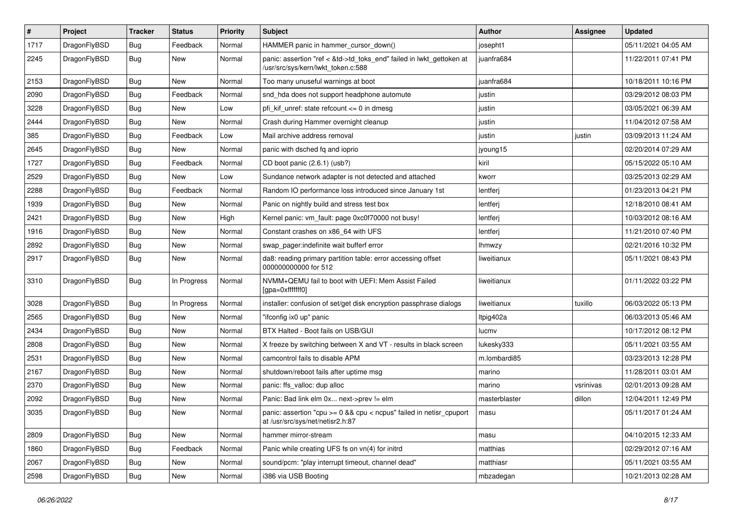| # | Project | Tracker | Status | Priority | Subject | Author | Assignee | Updated |
|---|---|---|---|---|---|---|---|---|
| 1717 | DragonFlyBSD | Bug | Feedback | Normal | HAMMER panic in hammer_cursor_down() | josepht1 | | 05/11/2021 04:05 AM |
| 2245 | DragonFlyBSD | Bug | New | Normal | panic: assertion "ref < &td->td_toks_end" failed in lwkt_gettoken at /usr/src/sys/kern/lwkt_token.c:588 | juanfra684 | | 11/22/2011 07:41 PM |
| 2153 | DragonFlyBSD | Bug | New | Normal | Too many unuseful warnings at boot | juanfra684 | | 10/18/2011 10:16 PM |
| 2090 | DragonFlyBSD | Bug | Feedback | Normal | snd_hda does not support headphone automute | justin | | 03/29/2012 08:03 PM |
| 3228 | DragonFlyBSD | Bug | New | Low | pfi_kif_unref: state refcount <= 0 in dmesg | justin | | 03/05/2021 06:39 AM |
| 2444 | DragonFlyBSD | Bug | New | Normal | Crash during Hammer overnight cleanup | justin | | 11/04/2012 07:58 AM |
| 385 | DragonFlyBSD | Bug | Feedback | Low | Mail archive address removal | justin | justin | 03/09/2013 11:24 AM |
| 2645 | DragonFlyBSD | Bug | New | Normal | panic with dsched fq and ioprio | jyoung15 | | 02/20/2014 07:29 AM |
| 1727 | DragonFlyBSD | Bug | Feedback | Normal | CD boot panic (2.6.1) (usb?) | kiril | | 05/15/2022 05:10 AM |
| 2529 | DragonFlyBSD | Bug | New | Low | Sundance network adapter is not detected and attached | kworr | | 03/25/2013 02:29 AM |
| 2288 | DragonFlyBSD | Bug | Feedback | Normal | Random IO performance loss introduced since January 1st | lentferj | | 01/23/2013 04:21 PM |
| 1939 | DragonFlyBSD | Bug | New | Normal | Panic on nightly build and stress test box | lentferj | | 12/18/2010 08:41 AM |
| 2421 | DragonFlyBSD | Bug | New | High | Kernel panic: vm_fault: page 0xc0f70000 not busy! | lentferj | | 10/03/2012 08:16 AM |
| 1916 | DragonFlyBSD | Bug | New | Normal | Constant crashes on x86_64 with UFS | lentferj | | 11/21/2010 07:40 PM |
| 2892 | DragonFlyBSD | Bug | New | Normal | swap_pager:indefinite wait bufferf error | lhmwzy | | 02/21/2016 10:32 PM |
| 2917 | DragonFlyBSD | Bug | New | Normal | da8: reading primary partition table: error accessing offset 000000000000 for 512 | liweitianux | | 05/11/2021 08:43 PM |
| 3310 | DragonFlyBSD | Bug | In Progress | Normal | NVMM+QEMU fail to boot with UEFI: Mem Assist Failed [gpa=0xfffffff0] | liweitianux | | 01/11/2022 03:22 PM |
| 3028 | DragonFlyBSD | Bug | In Progress | Normal | installer: confusion of set/get disk encryption passphrase dialogs | liweitianux | tuxillo | 06/03/2022 05:13 PM |
| 2565 | DragonFlyBSD | Bug | New | Normal | "ifconfig ix0 up" panic | ltpig402a | | 06/03/2013 05:46 AM |
| 2434 | DragonFlyBSD | Bug | New | Normal | BTX Halted - Boot fails on USB/GUI | lucmv | | 10/17/2012 08:12 PM |
| 2808 | DragonFlyBSD | Bug | New | Normal | X freeze by switching between X and VT - results in black screen | lukesky333 | | 05/11/2021 03:55 AM |
| 2531 | DragonFlyBSD | Bug | New | Normal | camcontrol fails to disable APM | m.lombardi85 | | 03/23/2013 12:28 PM |
| 2167 | DragonFlyBSD | Bug | New | Normal | shutdown/reboot fails after uptime msg | marino | | 11/28/2011 03:01 AM |
| 2370 | DragonFlyBSD | Bug | New | Normal | panic: ffs_valloc: dup alloc | marino | vsrinivas | 02/01/2013 09:28 AM |
| 2092 | DragonFlyBSD | Bug | New | Normal | Panic: Bad link elm 0x... next->prev != elm | masterblaster | dillon | 12/04/2011 12:49 PM |
| 3035 | DragonFlyBSD | Bug | New | Normal | panic: assertion "cpu >= 0 && cpu < ncpus" failed in netisr_cpuport at /usr/src/sys/net/netisr2.h:87 | masu | | 05/11/2017 01:24 AM |
| 2809 | DragonFlyBSD | Bug | New | Normal | hammer mirror-stream | masu | | 04/10/2015 12:33 AM |
| 1860 | DragonFlyBSD | Bug | Feedback | Normal | Panic while creating UFS fs on vn(4) for initrd | matthias | | 02/29/2012 07:16 AM |
| 2067 | DragonFlyBSD | Bug | New | Normal | sound/pcm: "play interrupt timeout, channel dead" | matthiasr | | 05/11/2021 03:55 AM |
| 2598 | DragonFlyBSD | Bug | New | Normal | i386 via USB Booting | mbzadegan | | 10/21/2013 02:28 AM |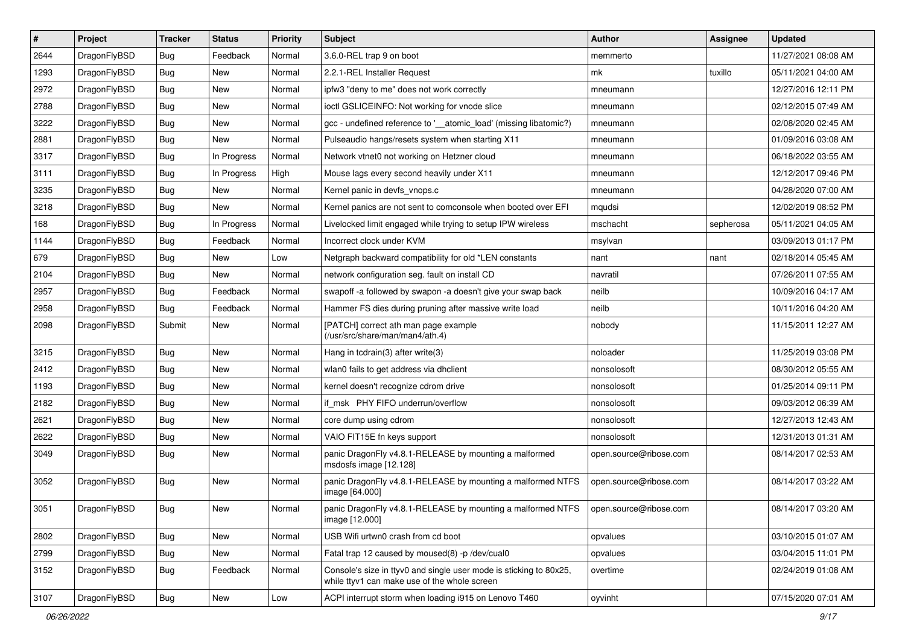| # | Project | Tracker | Status | Priority | Subject | Author | Assignee | Updated |
|---|---|---|---|---|---|---|---|---|
| 2644 | DragonFlyBSD | Bug | Feedback | Normal | 3.6.0-REL trap 9 on boot | memmerto | | 11/27/2021 08:08 AM |
| 1293 | DragonFlyBSD | Bug | New | Normal | 2.2.1-REL Installer Request | mk | tuxillo | 05/11/2021 04:00 AM |
| 2972 | DragonFlyBSD | Bug | New | Normal | ipfw3 "deny to me" does not work correctly | mneumann | | 12/27/2016 12:11 PM |
| 2788 | DragonFlyBSD | Bug | New | Normal | ioctl GSLICEINFO: Not working for vnode slice | mneumann | | 02/12/2015 07:49 AM |
| 3222 | DragonFlyBSD | Bug | New | Normal | gcc - undefined reference to '__atomic_load' (missing libatomic?) | mneumann | | 02/08/2020 02:45 AM |
| 2881 | DragonFlyBSD | Bug | New | Normal | Pulseaudio hangs/resets system when starting X11 | mneumann | | 01/09/2016 03:08 AM |
| 3317 | DragonFlyBSD | Bug | In Progress | Normal | Network vtnet0 not working on Hetzner cloud | mneumann | | 06/18/2022 03:55 AM |
| 3111 | DragonFlyBSD | Bug | In Progress | High | Mouse lags every second heavily under X11 | mneumann | | 12/12/2017 09:46 PM |
| 3235 | DragonFlyBSD | Bug | New | Normal | Kernel panic in devfs_vnops.c | mneumann | | 04/28/2020 07:00 AM |
| 3218 | DragonFlyBSD | Bug | New | Normal | Kernel panics are not sent to comconsole when booted over EFI | mqudsi | | 12/02/2019 08:52 PM |
| 168 | DragonFlyBSD | Bug | In Progress | Normal | Livelocked limit engaged while trying to setup IPW wireless | mschacht | sepherosa | 05/11/2021 04:05 AM |
| 1144 | DragonFlyBSD | Bug | Feedback | Normal | Incorrect clock under KVM | msylvan | | 03/09/2013 01:17 PM |
| 679 | DragonFlyBSD | Bug | New | Low | Netgraph backward compatibility for old *LEN constants | nant | nant | 02/18/2014 05:45 AM |
| 2104 | DragonFlyBSD | Bug | New | Normal | network configuration seg. fault on install CD | navratil | | 07/26/2011 07:55 AM |
| 2957 | DragonFlyBSD | Bug | Feedback | Normal | swapoff -a followed by swapon -a doesn't give your swap back | neilb | | 10/09/2016 04:17 AM |
| 2958 | DragonFlyBSD | Bug | Feedback | Normal | Hammer FS dies during pruning after massive write load | neilb | | 10/11/2016 04:20 AM |
| 2098 | DragonFlyBSD | Submit | New | Normal | [PATCH] correct ath man page example (/usr/src/share/man/man4/ath.4) | nobody | | 11/15/2011 12:27 AM |
| 3215 | DragonFlyBSD | Bug | New | Normal | Hang in tcdrain(3) after write(3) | noloader | | 11/25/2019 03:08 PM |
| 2412 | DragonFlyBSD | Bug | New | Normal | wlan0 fails to get address via dhclient | nonsolosoft | | 08/30/2012 05:55 AM |
| 1193 | DragonFlyBSD | Bug | New | Normal | kernel doesn't recognize cdrom drive | nonsolosoft | | 01/25/2014 09:11 PM |
| 2182 | DragonFlyBSD | Bug | New | Normal | if_msk PHY FIFO underrun/overflow | nonsolosoft | | 09/03/2012 06:39 AM |
| 2621 | DragonFlyBSD | Bug | New | Normal | core dump using cdrom | nonsolosoft | | 12/27/2013 12:43 AM |
| 2622 | DragonFlyBSD | Bug | New | Normal | VAIO FIT15E fn keys support | nonsolosoft | | 12/31/2013 01:31 AM |
| 3049 | DragonFlyBSD | Bug | New | Normal | panic DragonFly v4.8.1-RELEASE by mounting a malformed msdosfs image [12.128] | open.source@ribose.com | | 08/14/2017 02:53 AM |
| 3052 | DragonFlyBSD | Bug | New | Normal | panic DragonFly v4.8.1-RELEASE by mounting a malformed NTFS image [64.000] | open.source@ribose.com | | 08/14/2017 03:22 AM |
| 3051 | DragonFlyBSD | Bug | New | Normal | panic DragonFly v4.8.1-RELEASE by mounting a malformed NTFS image [12.000] | open.source@ribose.com | | 08/14/2017 03:20 AM |
| 2802 | DragonFlyBSD | Bug | New | Normal | USB Wifi urtwn0 crash from cd boot | opvalues | | 03/10/2015 01:07 AM |
| 2799 | DragonFlyBSD | Bug | New | Normal | Fatal trap 12 caused by moused(8) -p /dev/cual0 | opvalues | | 03/04/2015 11:01 PM |
| 3152 | DragonFlyBSD | Bug | Feedback | Normal | Console's size in ttyv0 and single user mode is sticking to 80x25, while ttyv1 can make use of the whole screen | overtime | | 02/24/2019 01:08 AM |
| 3107 | DragonFlyBSD | Bug | New | Low | ACPI interrupt storm when loading i915 on Lenovo T460 | oyvinht | | 07/15/2020 07:01 AM |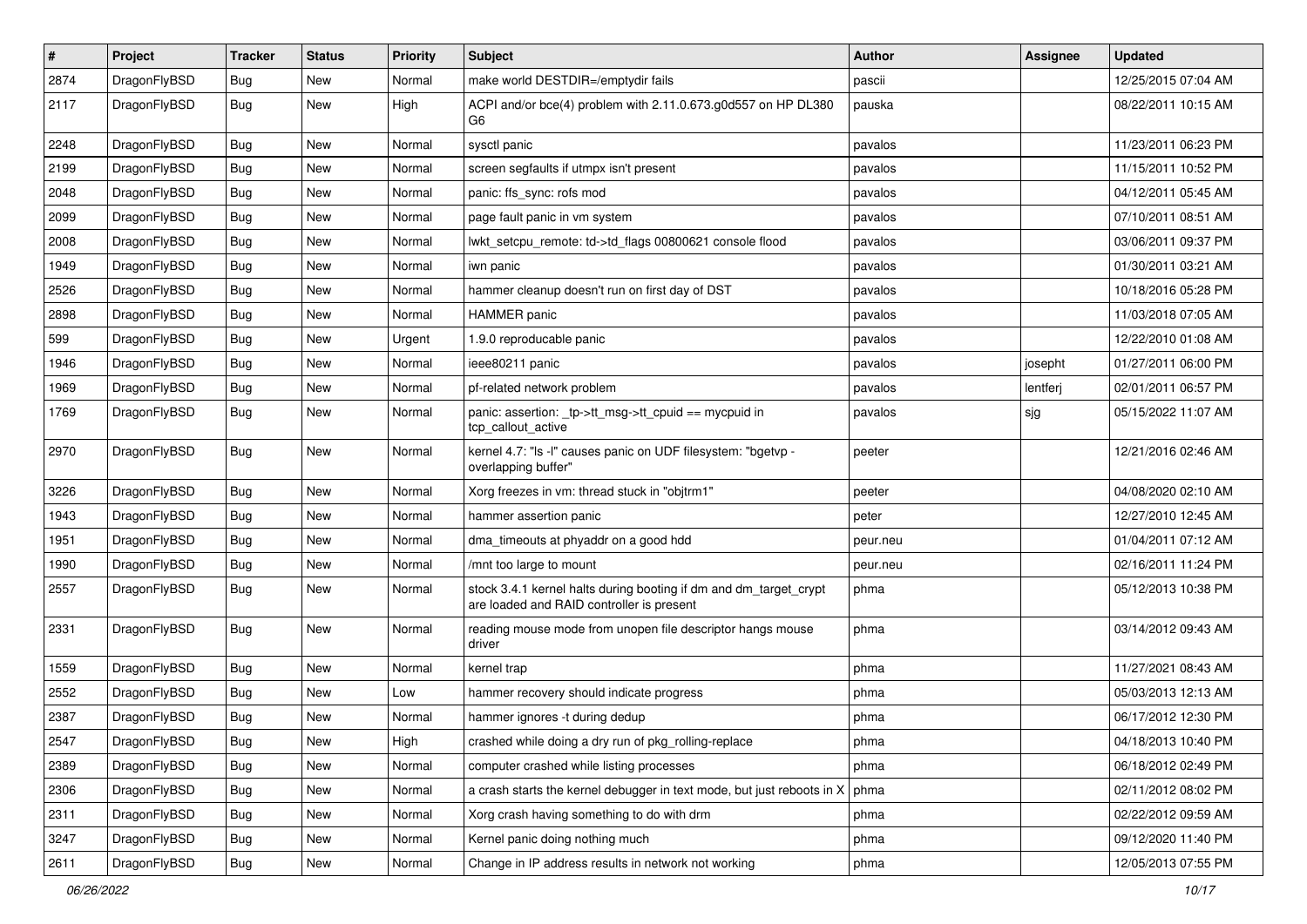| # | Project | Tracker | Status | Priority | Subject | Author | Assignee | Updated |
|---|---|---|---|---|---|---|---|---|
| 2874 | DragonFlyBSD | Bug | New | Normal | make world DESTDIR=/emptydir fails | pascii | | 12/25/2015 07:04 AM |
| 2117 | DragonFlyBSD | Bug | New | High | ACPI and/or bce(4) problem with 2.11.0.673.g0d557 on HP DL380 G6 | pauska | | 08/22/2011 10:15 AM |
| 2248 | DragonFlyBSD | Bug | New | Normal | sysctl panic | pavalos | | 11/23/2011 06:23 PM |
| 2199 | DragonFlyBSD | Bug | New | Normal | screen segfaults if utmpx isn't present | pavalos | | 11/15/2011 10:52 PM |
| 2048 | DragonFlyBSD | Bug | New | Normal | panic: ffs_sync: rofs mod | pavalos | | 04/12/2011 05:45 AM |
| 2099 | DragonFlyBSD | Bug | New | Normal | page fault panic in vm system | pavalos | | 07/10/2011 08:51 AM |
| 2008 | DragonFlyBSD | Bug | New | Normal | lwkt_setcpu_remote: td->td_flags 00800621 console flood | pavalos | | 03/06/2011 09:37 PM |
| 1949 | DragonFlyBSD | Bug | New | Normal | iwn panic | pavalos | | 01/30/2011 03:21 AM |
| 2526 | DragonFlyBSD | Bug | New | Normal | hammer cleanup doesn't run on first day of DST | pavalos | | 10/18/2016 05:28 PM |
| 2898 | DragonFlyBSD | Bug | New | Normal | HAMMER panic | pavalos | | 11/03/2018 07:05 AM |
| 599 | DragonFlyBSD | Bug | New | Urgent | 1.9.0 reproducable panic | pavalos | | 12/22/2010 01:08 AM |
| 1946 | DragonFlyBSD | Bug | New | Normal | ieee80211 panic | pavalos | josepht | 01/27/2011 06:00 PM |
| 1969 | DragonFlyBSD | Bug | New | Normal | pf-related network problem | pavalos | lentferj | 02/01/2011 06:57 PM |
| 1769 | DragonFlyBSD | Bug | New | Normal | panic: assertion: _tp->tt_msg->tt_cpuid == mycpuid in tcp_callout_active | pavalos | sjg | 05/15/2022 11:07 AM |
| 2970 | DragonFlyBSD | Bug | New | Normal | kernel 4.7: "ls -l" causes panic on UDF filesystem: "bgetvp - overlapping buffer" | peeter | | 12/21/2016 02:46 AM |
| 3226 | DragonFlyBSD | Bug | New | Normal | Xorg freezes in vm: thread stuck in "objtrm1" | peeter | | 04/08/2020 02:10 AM |
| 1943 | DragonFlyBSD | Bug | New | Normal | hammer assertion panic | peter | | 12/27/2010 12:45 AM |
| 1951 | DragonFlyBSD | Bug | New | Normal | dma_timeouts at phyaddr on a good hdd | peur.neu | | 01/04/2011 07:12 AM |
| 1990 | DragonFlyBSD | Bug | New | Normal | /mnt too large to mount | peur.neu | | 02/16/2011 11:24 PM |
| 2557 | DragonFlyBSD | Bug | New | Normal | stock 3.4.1 kernel halts during booting if dm and dm_target_crypt are loaded and RAID controller is present | phma | | 05/12/2013 10:38 PM |
| 2331 | DragonFlyBSD | Bug | New | Normal | reading mouse mode from unopen file descriptor hangs mouse driver | phma | | 03/14/2012 09:43 AM |
| 1559 | DragonFlyBSD | Bug | New | Normal | kernel trap | phma | | 11/27/2021 08:43 AM |
| 2552 | DragonFlyBSD | Bug | New | Low | hammer recovery should indicate progress | phma | | 05/03/2013 12:13 AM |
| 2387 | DragonFlyBSD | Bug | New | Normal | hammer ignores -t during dedup | phma | | 06/17/2012 12:30 PM |
| 2547 | DragonFlyBSD | Bug | New | High | crashed while doing a dry run of pkg_rolling-replace | phma | | 04/18/2013 10:40 PM |
| 2389 | DragonFlyBSD | Bug | New | Normal | computer crashed while listing processes | phma | | 06/18/2012 02:49 PM |
| 2306 | DragonFlyBSD | Bug | New | Normal | a crash starts the kernel debugger in text mode, but just reboots in X | phma | | 02/11/2012 08:02 PM |
| 2311 | DragonFlyBSD | Bug | New | Normal | Xorg crash having something to do with drm | phma | | 02/22/2012 09:59 AM |
| 3247 | DragonFlyBSD | Bug | New | Normal | Kernel panic doing nothing much | phma | | 09/12/2020 11:40 PM |
| 2611 | DragonFlyBSD | Bug | New | Normal | Change in IP address results in network not working | phma | | 12/05/2013 07:55 PM |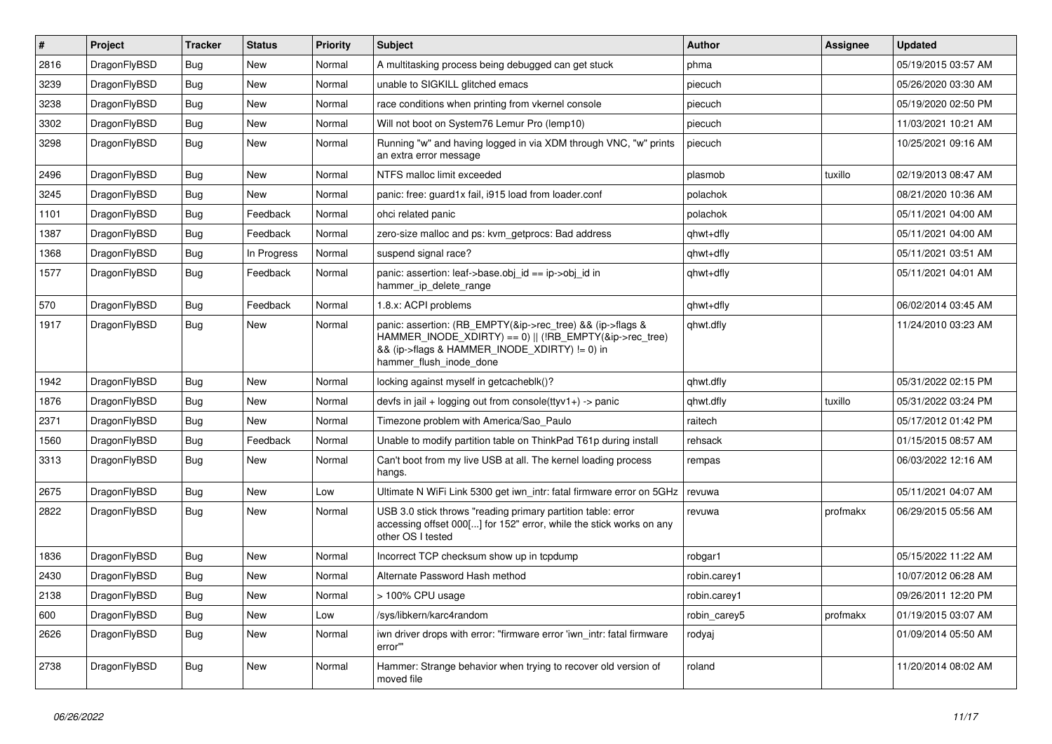| # | Project | Tracker | Status | Priority | Subject | Author | Assignee | Updated |
|---|---|---|---|---|---|---|---|---|
| 2816 | DragonFlyBSD | Bug | New | Normal | A multitasking process being debugged can get stuck | phma | | 05/19/2015 03:57 AM |
| 3239 | DragonFlyBSD | Bug | New | Normal | unable to SIGKILL glitched emacs | piecuch | | 05/26/2020 03:30 AM |
| 3238 | DragonFlyBSD | Bug | New | Normal | race conditions when printing from vkernel console | piecuch | | 05/19/2020 02:50 PM |
| 3302 | DragonFlyBSD | Bug | New | Normal | Will not boot on System76 Lemur Pro (lemp10) | piecuch | | 11/03/2021 10:21 AM |
| 3298 | DragonFlyBSD | Bug | New | Normal | Running "w" and having logged in via XDM through VNC, "w" prints an extra error message | piecuch | | 10/25/2021 09:16 AM |
| 2496 | DragonFlyBSD | Bug | New | Normal | NTFS malloc limit exceeded | plasmob | tuxillo | 02/19/2013 08:47 AM |
| 3245 | DragonFlyBSD | Bug | New | Normal | panic: free: guard1x fail, i915 load from loader.conf | polachok | | 08/21/2020 10:36 AM |
| 1101 | DragonFlyBSD | Bug | Feedback | Normal | ohci related panic | polachok | | 05/11/2021 04:00 AM |
| 1387 | DragonFlyBSD | Bug | Feedback | Normal | zero-size malloc and ps: kvm_getprocs: Bad address | qhwt+dfly | | 05/11/2021 04:00 AM |
| 1368 | DragonFlyBSD | Bug | In Progress | Normal | suspend signal race? | qhwt+dfly | | 05/11/2021 03:51 AM |
| 1577 | DragonFlyBSD | Bug | Feedback | Normal | panic: assertion: leaf->base.obj_id == ip->obj_id in hammer_ip_delete_range | qhwt+dfly | | 05/11/2021 04:01 AM |
| 570 | DragonFlyBSD | Bug | Feedback | Normal | 1.8.x: ACPI problems | qhwt+dfly | | 06/02/2014 03:45 AM |
| 1917 | DragonFlyBSD | Bug | New | Normal | panic: assertion: (RB_EMPTY(&ip->rec_tree) && (ip->flags & HAMMER_INODE_XDIRTY) == 0) \|\| (!RB_EMPTY(&ip->rec_tree) && (ip->flags & HAMMER_INODE_XDIRTY) != 0) in hammer_flush_inode_done | qhwt.dfly | | 11/24/2010 03:23 AM |
| 1942 | DragonFlyBSD | Bug | New | Normal | locking against myself in getcacheblk()? | qhwt.dfly | | 05/31/2022 02:15 PM |
| 1876 | DragonFlyBSD | Bug | New | Normal | devfs in jail + logging out from console(ttyv1+) -> panic | qhwt.dfly | tuxillo | 05/31/2022 03:24 PM |
| 2371 | DragonFlyBSD | Bug | New | Normal | Timezone problem with America/Sao_Paulo | raitech | | 05/17/2012 01:42 PM |
| 1560 | DragonFlyBSD | Bug | Feedback | Normal | Unable to modify partition table on ThinkPad T61p during install | rehsack | | 01/15/2015 08:57 AM |
| 3313 | DragonFlyBSD | Bug | New | Normal | Can't boot from my live USB at all. The kernel loading process hangs. | rempas | | 06/03/2022 12:16 AM |
| 2675 | DragonFlyBSD | Bug | New | Low | Ultimate N WiFi Link 5300 get iwn_intr: fatal firmware error on 5GHz | revuwa | | 05/11/2021 04:07 AM |
| 2822 | DragonFlyBSD | Bug | New | Normal | USB 3.0 stick throws "reading primary partition table: error accessing offset 000[...] for 152" error, while the stick works on any other OS I tested | revuwa | profmakx | 06/29/2015 05:56 AM |
| 1836 | DragonFlyBSD | Bug | New | Normal | Incorrect TCP checksum show up in tcpdump | robgar1 | | 05/15/2022 11:22 AM |
| 2430 | DragonFlyBSD | Bug | New | Normal | Alternate Password Hash method | robin.carey1 | | 10/07/2012 06:28 AM |
| 2138 | DragonFlyBSD | Bug | New | Normal | > 100% CPU usage | robin.carey1 | | 09/26/2011 12:20 PM |
| 600 | DragonFlyBSD | Bug | New | Low | /sys/libkern/karc4random | robin_carey5 | profmakx | 01/19/2015 03:07 AM |
| 2626 | DragonFlyBSD | Bug | New | Normal | iwn driver drops with error: "firmware error 'iwn_intr: fatal firmware error'" | rodyaj | | 01/09/2014 05:50 AM |
| 2738 | DragonFlyBSD | Bug | New | Normal | Hammer: Strange behavior when trying to recover old version of moved file | roland | | 11/20/2014 08:02 AM |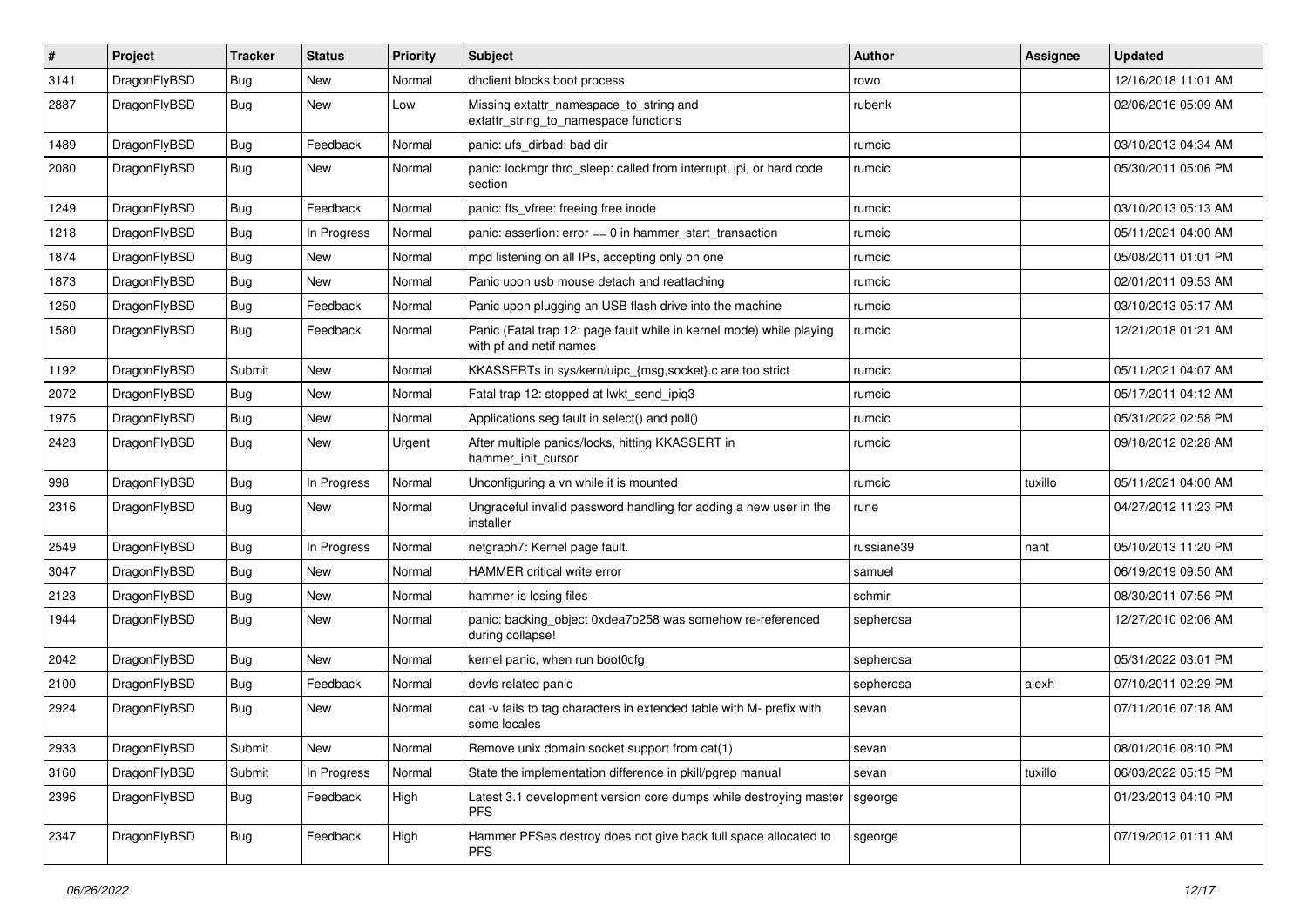| # | Project | Tracker | Status | Priority | Subject | Author | Assignee | Updated |
|---|---|---|---|---|---|---|---|---|
| 3141 | DragonFlyBSD | Bug | New | Normal | dhclient blocks boot process | rowo | | 12/16/2018 11:01 AM |
| 2887 | DragonFlyBSD | Bug | New | Low | Missing extattr_namespace_to_string and extattr_string_to_namespace functions | rubenk | | 02/06/2016 05:09 AM |
| 1489 | DragonFlyBSD | Bug | Feedback | Normal | panic: ufs_dirbad: bad dir | rumcic | | 03/10/2013 04:34 AM |
| 2080 | DragonFlyBSD | Bug | New | Normal | panic: lockmgr thrd_sleep: called from interrupt, ipi, or hard code section | rumcic | | 05/30/2011 05:06 PM |
| 1249 | DragonFlyBSD | Bug | Feedback | Normal | panic: ffs_vfree: freeing free inode | rumcic | | 03/10/2013 05:13 AM |
| 1218 | DragonFlyBSD | Bug | In Progress | Normal | panic: assertion: error == 0 in hammer_start_transaction | rumcic | | 05/11/2021 04:00 AM |
| 1874 | DragonFlyBSD | Bug | New | Normal | mpd listening on all IPs, accepting only on one | rumcic | | 05/08/2011 01:01 PM |
| 1873 | DragonFlyBSD | Bug | New | Normal | Panic upon usb mouse detach and reattaching | rumcic | | 02/01/2011 09:53 AM |
| 1250 | DragonFlyBSD | Bug | Feedback | Normal | Panic upon plugging an USB flash drive into the machine | rumcic | | 03/10/2013 05:17 AM |
| 1580 | DragonFlyBSD | Bug | Feedback | Normal | Panic (Fatal trap 12: page fault while in kernel mode) while playing with pf and netif names | rumcic | | 12/21/2018 01:21 AM |
| 1192 | DragonFlyBSD | Submit | New | Normal | KKASSERTs in sys/kern/uipc_{msg,socket}.c are too strict | rumcic | | 05/11/2021 04:07 AM |
| 2072 | DragonFlyBSD | Bug | New | Normal | Fatal trap 12: stopped at lwkt_send_ipiq3 | rumcic | | 05/17/2011 04:12 AM |
| 1975 | DragonFlyBSD | Bug | New | Normal | Applications seg fault in select() and poll() | rumcic | | 05/31/2022 02:58 PM |
| 2423 | DragonFlyBSD | Bug | New | Urgent | After multiple panics/locks, hitting KKASSERT in hammer_init_cursor | rumcic | | 09/18/2012 02:28 AM |
| 998 | DragonFlyBSD | Bug | In Progress | Normal | Unconfiguring a vn while it is mounted | rumcic | tuxillo | 05/11/2021 04:00 AM |
| 2316 | DragonFlyBSD | Bug | New | Normal | Ungraceful invalid password handling for adding a new user in the installer | rune | | 04/27/2012 11:23 PM |
| 2549 | DragonFlyBSD | Bug | In Progress | Normal | netgraph7: Kernel page fault. | russiane39 | nant | 05/10/2013 11:20 PM |
| 3047 | DragonFlyBSD | Bug | New | Normal | HAMMER critical write error | samuel | | 06/19/2019 09:50 AM |
| 2123 | DragonFlyBSD | Bug | New | Normal | hammer is losing files | schmir | | 08/30/2011 07:56 PM |
| 1944 | DragonFlyBSD | Bug | New | Normal | panic: backing_object 0xdea7b258 was somehow re-referenced during collapse! | sepherosa | | 12/27/2010 02:06 AM |
| 2042 | DragonFlyBSD | Bug | New | Normal | kernel panic, when run boot0cfg | sepherosa | | 05/31/2022 03:01 PM |
| 2100 | DragonFlyBSD | Bug | Feedback | Normal | devfs related panic | sepherosa | alexh | 07/10/2011 02:29 PM |
| 2924 | DragonFlyBSD | Bug | New | Normal | cat -v fails to tag characters in extended table with M- prefix with some locales | sevan | | 07/11/2016 07:18 AM |
| 2933 | DragonFlyBSD | Submit | New | Normal | Remove unix domain socket support from cat(1) | sevan | | 08/01/2016 08:10 PM |
| 3160 | DragonFlyBSD | Submit | In Progress | Normal | State the implementation difference in pkill/pgrep manual | sevan | tuxillo | 06/03/2022 05:15 PM |
| 2396 | DragonFlyBSD | Bug | Feedback | High | Latest 3.1 development version core dumps while destroying master PFS | sgeorge | | 01/23/2013 04:10 PM |
| 2347 | DragonFlyBSD | Bug | Feedback | High | Hammer PFSes destroy does not give back full space allocated to PFS | sgeorge | | 07/19/2012 01:11 AM |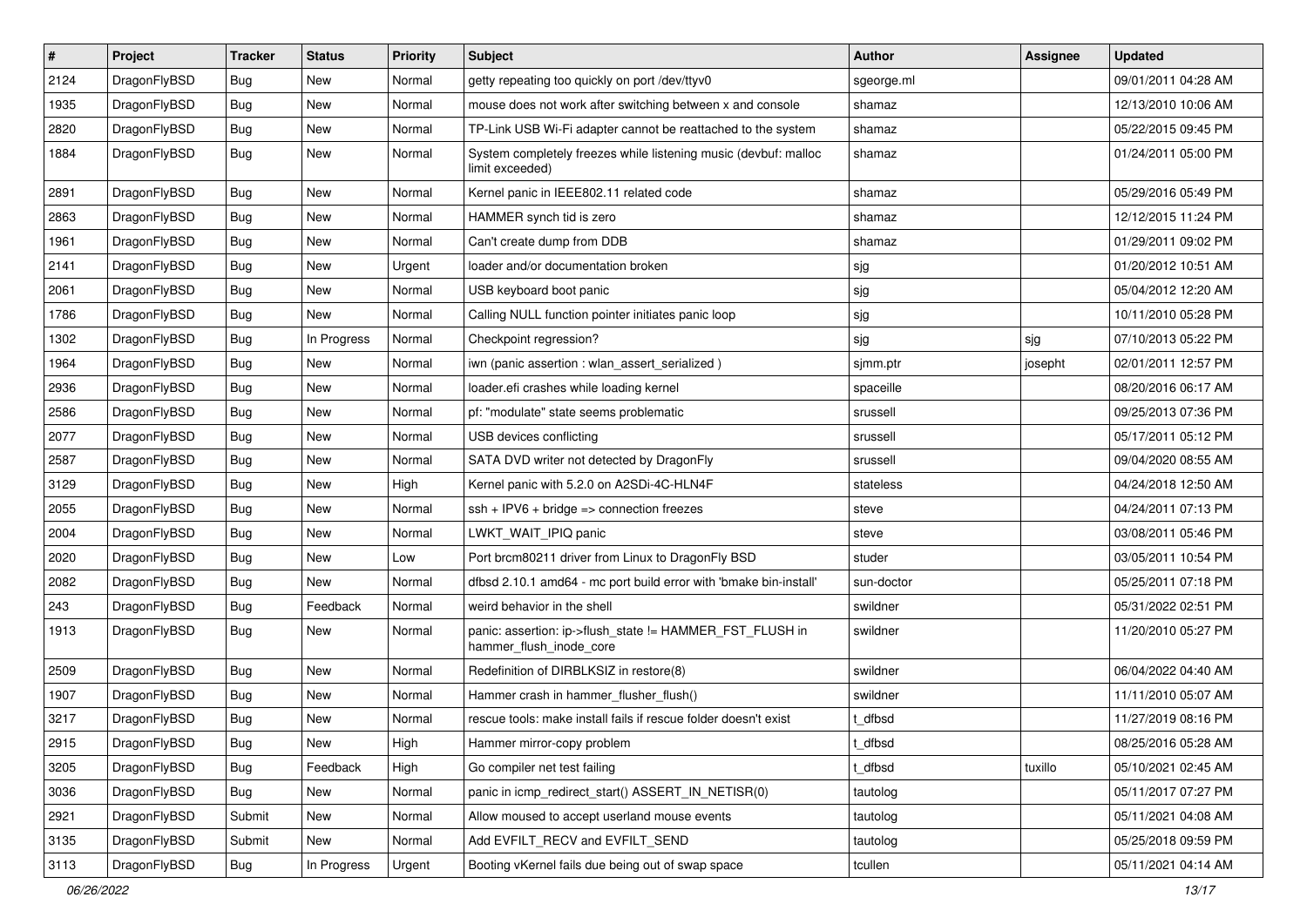| # | Project | Tracker | Status | Priority | Subject | Author | Assignee | Updated |
|---|---|---|---|---|---|---|---|---|
| 2124 | DragonFlyBSD | Bug | New | Normal | getty repeating too quickly on port /dev/ttyv0 | sgeorge.ml | | 09/01/2011 04:28 AM |
| 1935 | DragonFlyBSD | Bug | New | Normal | mouse does not work after switching between x and console | shamaz | | 12/13/2010 10:06 AM |
| 2820 | DragonFlyBSD | Bug | New | Normal | TP-Link USB Wi-Fi adapter cannot be reattached to the system | shamaz | | 05/22/2015 09:45 PM |
| 1884 | DragonFlyBSD | Bug | New | Normal | System completely freezes while listening music (devbuf: malloc limit exceeded) | shamaz | | 01/24/2011 05:00 PM |
| 2891 | DragonFlyBSD | Bug | New | Normal | Kernel panic in IEEE802.11 related code | shamaz | | 05/29/2016 05:49 PM |
| 2863 | DragonFlyBSD | Bug | New | Normal | HAMMER synch tid is zero | shamaz | | 12/12/2015 11:24 PM |
| 1961 | DragonFlyBSD | Bug | New | Normal | Can't create dump from DDB | shamaz | | 01/29/2011 09:02 PM |
| 2141 | DragonFlyBSD | Bug | New | Urgent | loader and/or documentation broken | sjg | | 01/20/2012 10:51 AM |
| 2061 | DragonFlyBSD | Bug | New | Normal | USB keyboard boot panic | sjg | | 05/04/2012 12:20 AM |
| 1786 | DragonFlyBSD | Bug | New | Normal | Calling NULL function pointer initiates panic loop | sjg | | 10/11/2010 05:28 PM |
| 1302 | DragonFlyBSD | Bug | In Progress | Normal | Checkpoint regression? | sjg | sjg | 07/10/2013 05:22 PM |
| 1964 | DragonFlyBSD | Bug | New | Normal | iwn (panic assertion : wlan_assert_serialized ) | sjmm.ptr | josepht | 02/01/2011 12:57 PM |
| 2936 | DragonFlyBSD | Bug | New | Normal | loader.efi crashes while loading kernel | spaceille | | 08/20/2016 06:17 AM |
| 2586 | DragonFlyBSD | Bug | New | Normal | pf: "modulate" state seems problematic | srussell | | 09/25/2013 07:36 PM |
| 2077 | DragonFlyBSD | Bug | New | Normal | USB devices conflicting | srussell | | 05/17/2011 05:12 PM |
| 2587 | DragonFlyBSD | Bug | New | Normal | SATA DVD writer not detected by DragonFly | srussell | | 09/04/2020 08:55 AM |
| 3129 | DragonFlyBSD | Bug | New | High | Kernel panic with 5.2.0 on A2SDi-4C-HLN4F | stateless | | 04/24/2018 12:50 AM |
| 2055 | DragonFlyBSD | Bug | New | Normal | ssh + IPV6 + bridge => connection freezes | steve | | 04/24/2011 07:13 PM |
| 2004 | DragonFlyBSD | Bug | New | Normal | LWKT_WAIT_IPIQ panic | steve | | 03/08/2011 05:46 PM |
| 2020 | DragonFlyBSD | Bug | New | Low | Port brcm80211 driver from Linux to DragonFly BSD | studer | | 03/05/2011 10:54 PM |
| 2082 | DragonFlyBSD | Bug | New | Normal | dfbsd 2.10.1 amd64 - mc port build error with 'bmake bin-install' | sun-doctor | | 05/25/2011 07:18 PM |
| 243 | DragonFlyBSD | Bug | Feedback | Normal | weird behavior in the shell | swildner | | 05/31/2022 02:51 PM |
| 1913 | DragonFlyBSD | Bug | New | Normal | panic: assertion: ip->flush_state != HAMMER_FST_FLUSH in hammer_flush_inode_core | swildner | | 11/20/2010 05:27 PM |
| 2509 | DragonFlyBSD | Bug | New | Normal | Redefinition of DIRBLKSIZ in restore(8) | swildner | | 06/04/2022 04:40 AM |
| 1907 | DragonFlyBSD | Bug | New | Normal | Hammer crash in hammer_flusher_flush() | swildner | | 11/11/2010 05:07 AM |
| 3217 | DragonFlyBSD | Bug | New | Normal | rescue tools: make install fails if rescue folder doesn't exist | t_dfbsd | | 11/27/2019 08:16 PM |
| 2915 | DragonFlyBSD | Bug | New | High | Hammer mirror-copy problem | t_dfbsd | | 08/25/2016 05:28 AM |
| 3205 | DragonFlyBSD | Bug | Feedback | High | Go compiler net test failing | t_dfbsd | tuxillo | 05/10/2021 02:45 AM |
| 3036 | DragonFlyBSD | Bug | New | Normal | panic in icmp_redirect_start() ASSERT_IN_NETISR(0) | tautolog | | 05/11/2017 07:27 PM |
| 2921 | DragonFlyBSD | Submit | New | Normal | Allow moused to accept userland mouse events | tautolog | | 05/11/2021 04:08 AM |
| 3135 | DragonFlyBSD | Submit | New | Normal | Add EVFILT_RECV and EVFILT_SEND | tautolog | | 05/25/2018 09:59 PM |
| 3113 | DragonFlyBSD | Bug | In Progress | Urgent | Booting vKernel fails due being out of swap space | tcullen | | 05/11/2021 04:14 AM |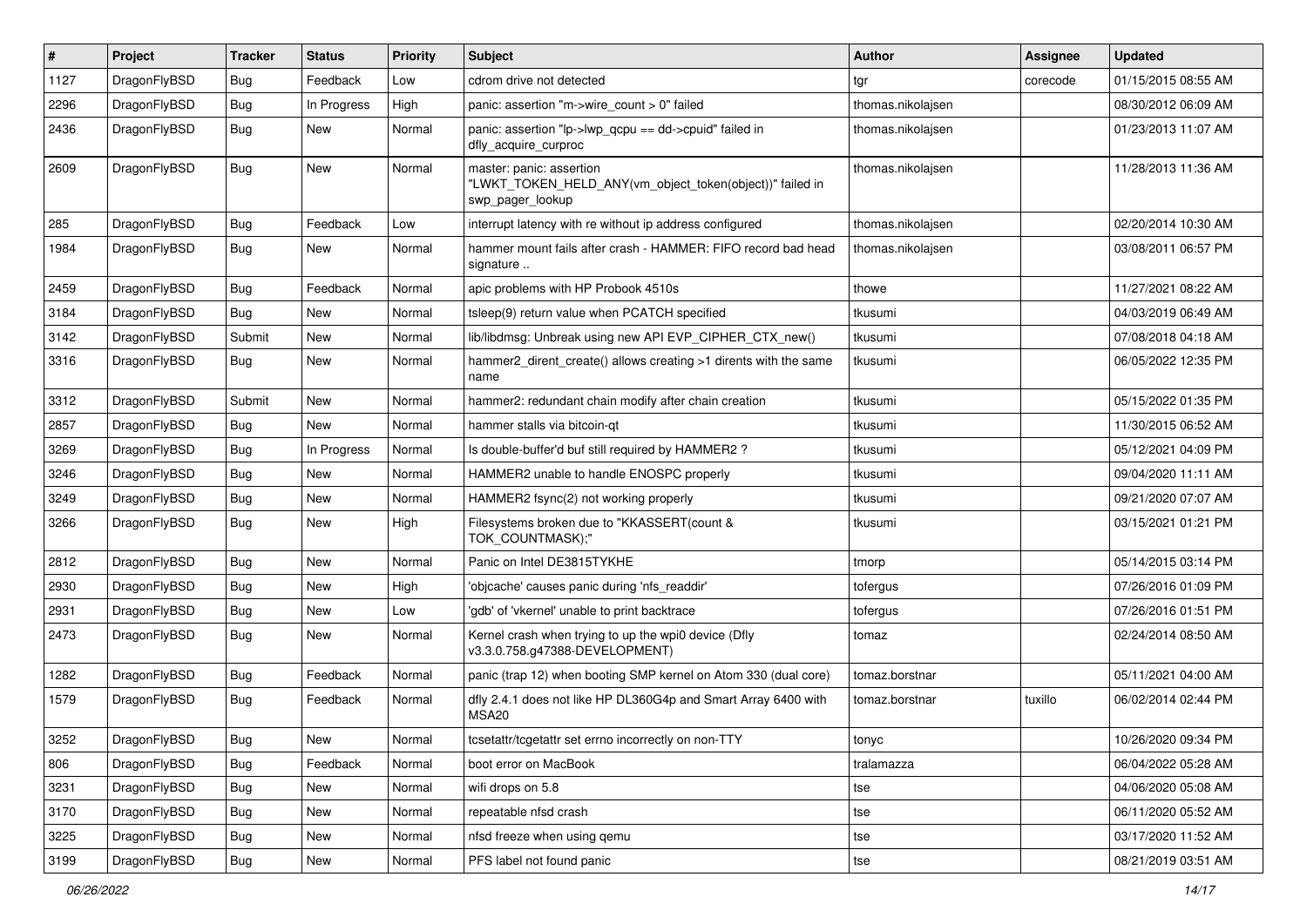| # | Project | Tracker | Status | Priority | Subject | Author | Assignee | Updated |
|---|---|---|---|---|---|---|---|---|
| 1127 | DragonFlyBSD | Bug | Feedback | Low | cdrom drive not detected | tgr | corecode | 01/15/2015 08:55 AM |
| 2296 | DragonFlyBSD | Bug | In Progress | High | panic: assertion "m->wire_count > 0" failed | thomas.nikolajsen | | 08/30/2012 06:09 AM |
| 2436 | DragonFlyBSD | Bug | New | Normal | panic: assertion "lp->lwp_qcpu == dd->cpuid" failed in dfly_acquire_curproc | thomas.nikolajsen | | 01/23/2013 11:07 AM |
| 2609 | DragonFlyBSD | Bug | New | Normal | master: panic: assertion "LWKT_TOKEN_HELD_ANY(vm_object_token(object))" failed in swp_pager_lookup | thomas.nikolajsen | | 11/28/2013 11:36 AM |
| 285 | DragonFlyBSD | Bug | Feedback | Low | interrupt latency with re without ip address configured | thomas.nikolajsen | | 02/20/2014 10:30 AM |
| 1984 | DragonFlyBSD | Bug | New | Normal | hammer mount fails after crash - HAMMER: FIFO record bad head signature .. | thomas.nikolajsen | | 03/08/2011 06:57 PM |
| 2459 | DragonFlyBSD | Bug | Feedback | Normal | apic problems with HP Probook 4510s | thowe | | 11/27/2021 08:22 AM |
| 3184 | DragonFlyBSD | Bug | New | Normal | tsleep(9) return value when PCATCH specified | tkusumi | | 04/03/2019 06:49 AM |
| 3142 | DragonFlyBSD | Submit | New | Normal | lib/libdmsg: Unbreak using new API EVP_CIPHER_CTX_new() | tkusumi | | 07/08/2018 04:18 AM |
| 3316 | DragonFlyBSD | Bug | New | Normal | hammer2_dirent_create() allows creating >1 dirents with the same name | tkusumi | | 06/05/2022 12:35 PM |
| 3312 | DragonFlyBSD | Submit | New | Normal | hammer2: redundant chain modify after chain creation | tkusumi | | 05/15/2022 01:35 PM |
| 2857 | DragonFlyBSD | Bug | New | Normal | hammer stalls via bitcoin-qt | tkusumi | | 11/30/2015 06:52 AM |
| 3269 | DragonFlyBSD | Bug | In Progress | Normal | Is double-buffer'd buf still required by HAMMER2 ? | tkusumi | | 05/12/2021 04:09 PM |
| 3246 | DragonFlyBSD | Bug | New | Normal | HAMMER2 unable to handle ENOSPC properly | tkusumi | | 09/04/2020 11:11 AM |
| 3249 | DragonFlyBSD | Bug | New | Normal | HAMMER2 fsync(2) not working properly | tkusumi | | 09/21/2020 07:07 AM |
| 3266 | DragonFlyBSD | Bug | New | High | Filesystems broken due to "KKASSERT(count & TOK_COUNTMASK);" | tkusumi | | 03/15/2021 01:21 PM |
| 2812 | DragonFlyBSD | Bug | New | Normal | Panic on Intel DE3815TYKHE | tmorp | | 05/14/2015 03:14 PM |
| 2930 | DragonFlyBSD | Bug | New | High | 'objcache' causes panic during 'nfs_readdir' | tofergus | | 07/26/2016 01:09 PM |
| 2931 | DragonFlyBSD | Bug | New | Low | 'gdb' of 'vkernel' unable to print backtrace | tofergus | | 07/26/2016 01:51 PM |
| 2473 | DragonFlyBSD | Bug | New | Normal | Kernel crash when trying to up the wpi0 device (Dfly v3.3.0.758.g47388-DEVELOPMENT) | tomaz | | 02/24/2014 08:50 AM |
| 1282 | DragonFlyBSD | Bug | Feedback | Normal | panic (trap 12) when booting SMP kernel on Atom 330 (dual core) | tomaz.borstnar | | 05/11/2021 04:00 AM |
| 1579 | DragonFlyBSD | Bug | Feedback | Normal | dfly 2.4.1 does not like HP DL360G4p and Smart Array 6400 with MSA20 | tomaz.borstnar | tuxillo | 06/02/2014 02:44 PM |
| 3252 | DragonFlyBSD | Bug | New | Normal | tcsetattr/tcgetattr set errno incorrectly on non-TTY | tonyc | | 10/26/2020 09:34 PM |
| 806 | DragonFlyBSD | Bug | Feedback | Normal | boot error on MacBook | tralamazza | | 06/04/2022 05:28 AM |
| 3231 | DragonFlyBSD | Bug | New | Normal | wifi drops on 5.8 | tse | | 04/06/2020 05:08 AM |
| 3170 | DragonFlyBSD | Bug | New | Normal | repeatable nfsd crash | tse | | 06/11/2020 05:52 AM |
| 3225 | DragonFlyBSD | Bug | New | Normal | nfsd freeze when using qemu | tse | | 03/17/2020 11:52 AM |
| 3199 | DragonFlyBSD | Bug | New | Normal | PFS label not found panic | tse | | 08/21/2019 03:51 AM |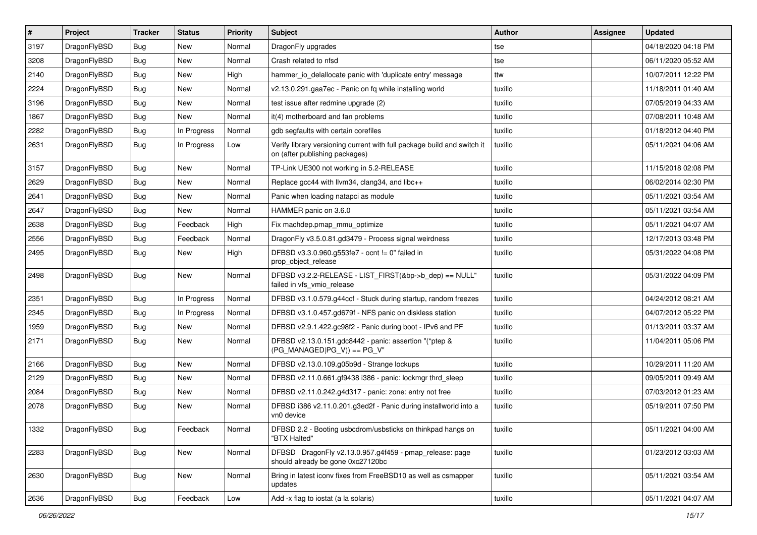| # | Project | Tracker | Status | Priority | Subject | Author | Assignee | Updated |
|---|---|---|---|---|---|---|---|---|
| 3197 | DragonFlyBSD | Bug | New | Normal | DragonFly upgrades | tse | | 04/18/2020 04:18 PM |
| 3208 | DragonFlyBSD | Bug | New | Normal | Crash related to nfsd | tse | | 06/11/2020 05:52 AM |
| 2140 | DragonFlyBSD | Bug | New | High | hammer_io_delallocate panic with 'duplicate entry' message | ttw | | 10/07/2011 12:22 PM |
| 2224 | DragonFlyBSD | Bug | New | Normal | v2.13.0.291.gaa7ec - Panic on fq while installing world | tuxillo | | 11/18/2011 01:40 AM |
| 3196 | DragonFlyBSD | Bug | New | Normal | test issue after redmine upgrade (2) | tuxillo | | 07/05/2019 04:33 AM |
| 1867 | DragonFlyBSD | Bug | New | Normal | it(4) motherboard and fan problems | tuxillo | | 07/08/2011 10:48 AM |
| 2282 | DragonFlyBSD | Bug | In Progress | Normal | gdb segfaults with certain corefiles | tuxillo | | 01/18/2012 04:40 PM |
| 2631 | DragonFlyBSD | Bug | In Progress | Low | Verify library versioning current with full package build and switch it on (after publishing packages) | tuxillo | | 05/11/2021 04:06 AM |
| 3157 | DragonFlyBSD | Bug | New | Normal | TP-Link UE300 not working in 5.2-RELEASE | tuxillo | | 11/15/2018 02:08 PM |
| 2629 | DragonFlyBSD | Bug | New | Normal | Replace gcc44 with llvm34, clang34, and libc++ | tuxillo | | 06/02/2014 02:30 PM |
| 2641 | DragonFlyBSD | Bug | New | Normal | Panic when loading natapci as module | tuxillo | | 05/11/2021 03:54 AM |
| 2647 | DragonFlyBSD | Bug | New | Normal | HAMMER panic on 3.6.0 | tuxillo | | 05/11/2021 03:54 AM |
| 2638 | DragonFlyBSD | Bug | Feedback | High | Fix machdep.pmap_mmu_optimize | tuxillo | | 05/11/2021 04:07 AM |
| 2556 | DragonFlyBSD | Bug | Feedback | Normal | DragonFly v3.5.0.81.gd3479 - Process signal weirdness | tuxillo | | 12/17/2013 03:48 PM |
| 2495 | DragonFlyBSD | Bug | New | High | DFBSD v3.3.0.960.g553fe7 - ocnt != 0" failed in prop_object_release | tuxillo | | 05/31/2022 04:08 PM |
| 2498 | DragonFlyBSD | Bug | New | Normal | DFBSD v3.2.2-RELEASE - LIST_FIRST(&bp->b_dep) == NULL" failed in vfs_vmio_release | tuxillo | | 05/31/2022 04:09 PM |
| 2351 | DragonFlyBSD | Bug | In Progress | Normal | DFBSD v3.1.0.579.g44ccf - Stuck during startup, random freezes | tuxillo | | 04/24/2012 08:21 AM |
| 2345 | DragonFlyBSD | Bug | In Progress | Normal | DFBSD v3.1.0.457.gd679f - NFS panic on diskless station | tuxillo | | 04/07/2012 05:22 PM |
| 1959 | DragonFlyBSD | Bug | New | Normal | DFBSD v2.9.1.422.gc98f2 - Panic during boot - IPv6 and PF | tuxillo | | 01/13/2011 03:37 AM |
| 2171 | DragonFlyBSD | Bug | New | Normal | DFBSD v2.13.0.151.gdc8442 - panic: assertion "(*ptep & (PG_MANAGED\|PG_V)) == PG_V" | tuxillo | | 11/04/2011 05:06 PM |
| 2166 | DragonFlyBSD | Bug | New | Normal | DFBSD v2.13.0.109.g05b9d - Strange lockups | tuxillo | | 10/29/2011 11:20 AM |
| 2129 | DragonFlyBSD | Bug | New | Normal | DFBSD v2.11.0.661.gf9438 i386 - panic: lockmgr thrd_sleep | tuxillo | | 09/05/2011 09:49 AM |
| 2084 | DragonFlyBSD | Bug | New | Normal | DFBSD v2.11.0.242.g4d317 - panic: zone: entry not free | tuxillo | | 07/03/2012 01:23 AM |
| 2078 | DragonFlyBSD | Bug | New | Normal | DFBSD i386 v2.11.0.201.g3ed2f - Panic during installworld into a vn0 device | tuxillo | | 05/19/2011 07:50 PM |
| 1332 | DragonFlyBSD | Bug | Feedback | Normal | DFBSD 2.2 - Booting usbcdrom/usbsticks on thinkpad hangs on "BTX Halted" | tuxillo | | 05/11/2021 04:00 AM |
| 2283 | DragonFlyBSD | Bug | New | Normal | DFBSD DragonFly v2.13.0.957.g4f459 - pmap_release: page should already be gone 0xc27120bc | tuxillo | | 01/23/2012 03:03 AM |
| 2630 | DragonFlyBSD | Bug | New | Normal | Bring in latest iconv fixes from FreeBSD10 as well as csmapper updates | tuxillo | | 05/11/2021 03:54 AM |
| 2636 | DragonFlyBSD | Bug | Feedback | Low | Add -x flag to iostat (a la solaris) | tuxillo | | 05/11/2021 04:07 AM |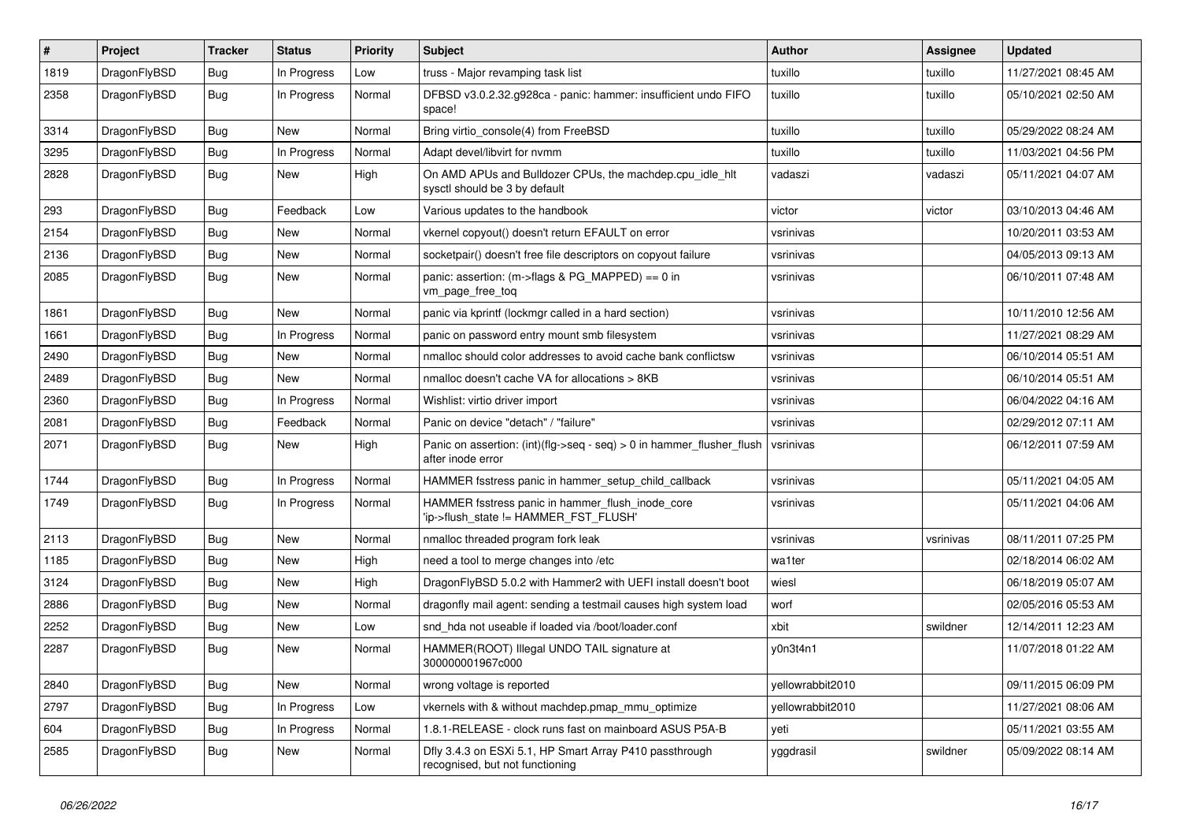| # | Project | Tracker | Status | Priority | Subject | Author | Assignee | Updated |
|---|---|---|---|---|---|---|---|---|
| 1819 | DragonFlyBSD | Bug | In Progress | Low | truss - Major revamping task list | tuxillo | tuxillo | 11/27/2021 08:45 AM |
| 2358 | DragonFlyBSD | Bug | In Progress | Normal | DFBSD v3.0.2.32.g928ca - panic: hammer: insufficient undo FIFO space! | tuxillo | tuxillo | 05/10/2021 02:50 AM |
| 3314 | DragonFlyBSD | Bug | New | Normal | Bring virtio_console(4) from FreeBSD | tuxillo | tuxillo | 05/29/2022 08:24 AM |
| 3295 | DragonFlyBSD | Bug | In Progress | Normal | Adapt devel/libvirt for nvmm | tuxillo | tuxillo | 11/03/2021 04:56 PM |
| 2828 | DragonFlyBSD | Bug | New | High | On AMD APUs and Bulldozer CPUs, the machdep.cpu_idle_hlt sysctl should be 3 by default | vadaszi | vadaszi | 05/11/2021 04:07 AM |
| 293 | DragonFlyBSD | Bug | Feedback | Low | Various updates to the handbook | victor | victor | 03/10/2013 04:46 AM |
| 2154 | DragonFlyBSD | Bug | New | Normal | vkernel copyout() doesn't return EFAULT on error | vsrinivas | | 10/20/2011 03:53 AM |
| 2136 | DragonFlyBSD | Bug | New | Normal | socketpair() doesn't free file descriptors on copyout failure | vsrinivas | | 04/05/2013 09:13 AM |
| 2085 | DragonFlyBSD | Bug | New | Normal | panic: assertion: (m->flags & PG_MAPPED) == 0 in vm_page_free_toq | vsrinivas | | 06/10/2011 07:48 AM |
| 1861 | DragonFlyBSD | Bug | New | Normal | panic via kprintf (lockmgr called in a hard section) | vsrinivas | | 10/11/2010 12:56 AM |
| 1661 | DragonFlyBSD | Bug | In Progress | Normal | panic on password entry mount smb filesystem | vsrinivas | | 11/27/2021 08:29 AM |
| 2490 | DragonFlyBSD | Bug | New | Normal | nmalloc should color addresses to avoid cache bank conflictsw | vsrinivas | | 06/10/2014 05:51 AM |
| 2489 | DragonFlyBSD | Bug | New | Normal | nmalloc doesn't cache VA for allocations > 8KB | vsrinivas | | 06/10/2014 05:51 AM |
| 2360 | DragonFlyBSD | Bug | In Progress | Normal | Wishlist: virtio driver import | vsrinivas | | 06/04/2022 04:16 AM |
| 2081 | DragonFlyBSD | Bug | Feedback | Normal | Panic on device "detach" / "failure" | vsrinivas | | 02/29/2012 07:11 AM |
| 2071 | DragonFlyBSD | Bug | New | High | Panic on assertion: (int)(flg->seq - seq) > 0 in hammer_flusher_flush after inode error | vsrinivas | | 06/12/2011 07:59 AM |
| 1744 | DragonFlyBSD | Bug | In Progress | Normal | HAMMER fsstress panic in hammer_setup_child_callback | vsrinivas | | 05/11/2021 04:05 AM |
| 1749 | DragonFlyBSD | Bug | In Progress | Normal | HAMMER fsstress panic in hammer_flush_inode_core 'ip->flush_state != HAMMER_FST_FLUSH' | vsrinivas | | 05/11/2021 04:06 AM |
| 2113 | DragonFlyBSD | Bug | New | Normal | nmalloc threaded program fork leak | vsrinivas | vsrinivas | 08/11/2011 07:25 PM |
| 1185 | DragonFlyBSD | Bug | New | High | need a tool to merge changes into /etc | wa1ter | | 02/18/2014 06:02 AM |
| 3124 | DragonFlyBSD | Bug | New | High | DragonFlyBSD 5.0.2 with Hammer2 with UEFI install doesn't boot | wiesl | | 06/18/2019 05:07 AM |
| 2886 | DragonFlyBSD | Bug | New | Normal | dragonfly mail agent: sending a testmail causes high system load | worf | | 02/05/2016 05:53 AM |
| 2252 | DragonFlyBSD | Bug | New | Low | snd_hda not useable if loaded via /boot/loader.conf | xbit | swildner | 12/14/2011 12:23 AM |
| 2287 | DragonFlyBSD | Bug | New | Normal | HAMMER(ROOT) Illegal UNDO TAIL signature at 300000001967c000 | y0n3t4n1 | | 11/07/2018 01:22 AM |
| 2840 | DragonFlyBSD | Bug | New | Normal | wrong voltage is reported | yellowrabbit2010 | | 09/11/2015 06:09 PM |
| 2797 | DragonFlyBSD | Bug | In Progress | Low | vkernels with & without machdep.pmap_mmu_optimize | yellowrabbit2010 | | 11/27/2021 08:06 AM |
| 604 | DragonFlyBSD | Bug | In Progress | Normal | 1.8.1-RELEASE - clock runs fast on mainboard ASUS P5A-B | yeti | | 05/11/2021 03:55 AM |
| 2585 | DragonFlyBSD | Bug | New | Normal | Dfly 3.4.3 on ESXi 5.1, HP Smart Array P410 passthrough recognised, but not functioning | yggdrasil | swildner | 05/09/2022 08:14 AM |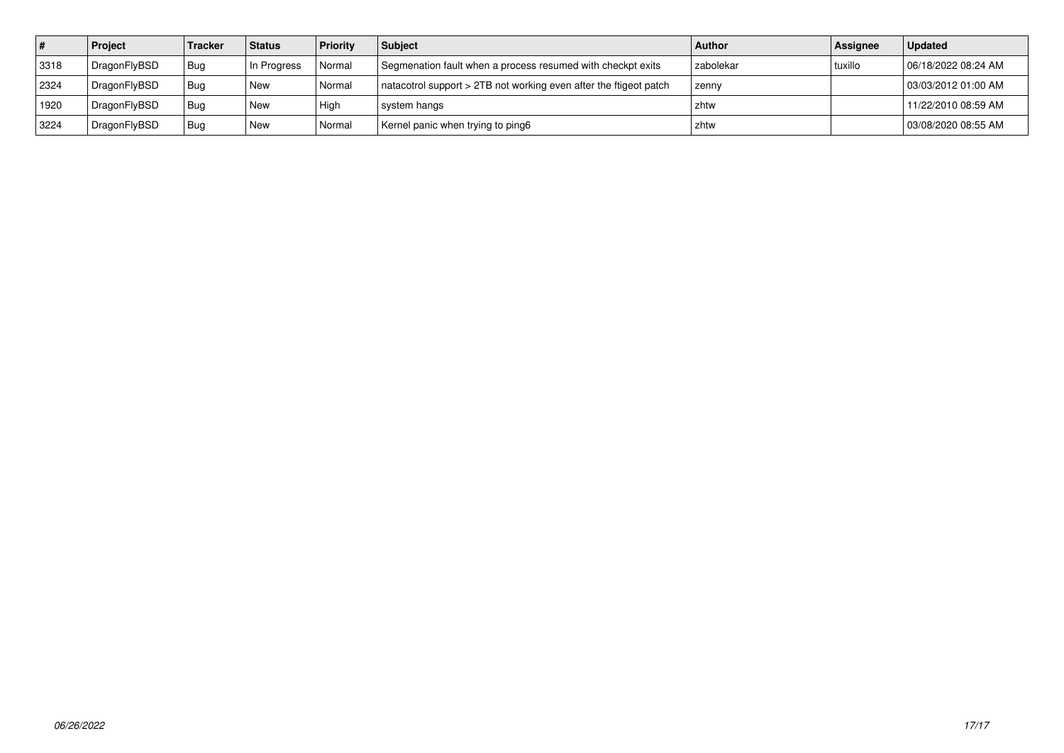| # | Project | Tracker | Status | Priority | Subject | Author | Assignee | Updated |
|---|---|---|---|---|---|---|---|---|
| 3318 | DragonFlyBSD | Bug | In Progress | Normal | Segmenation fault when a process resumed with checkpt exits | zabolekar | tuxillo | 06/18/2022 08:24 AM |
| 2324 | DragonFlyBSD | Bug | New | Normal | natacotrol support > 2TB not working even after the ftigeot patch | zenny | | 03/03/2012 01:00 AM |
| 1920 | DragonFlyBSD | Bug | New | High | system hangs | zhtw | | 11/22/2010 08:59 AM |
| 3224 | DragonFlyBSD | Bug | New | Normal | Kernel panic when trying to ping6 | zhtw | | 03/08/2020 08:55 AM |